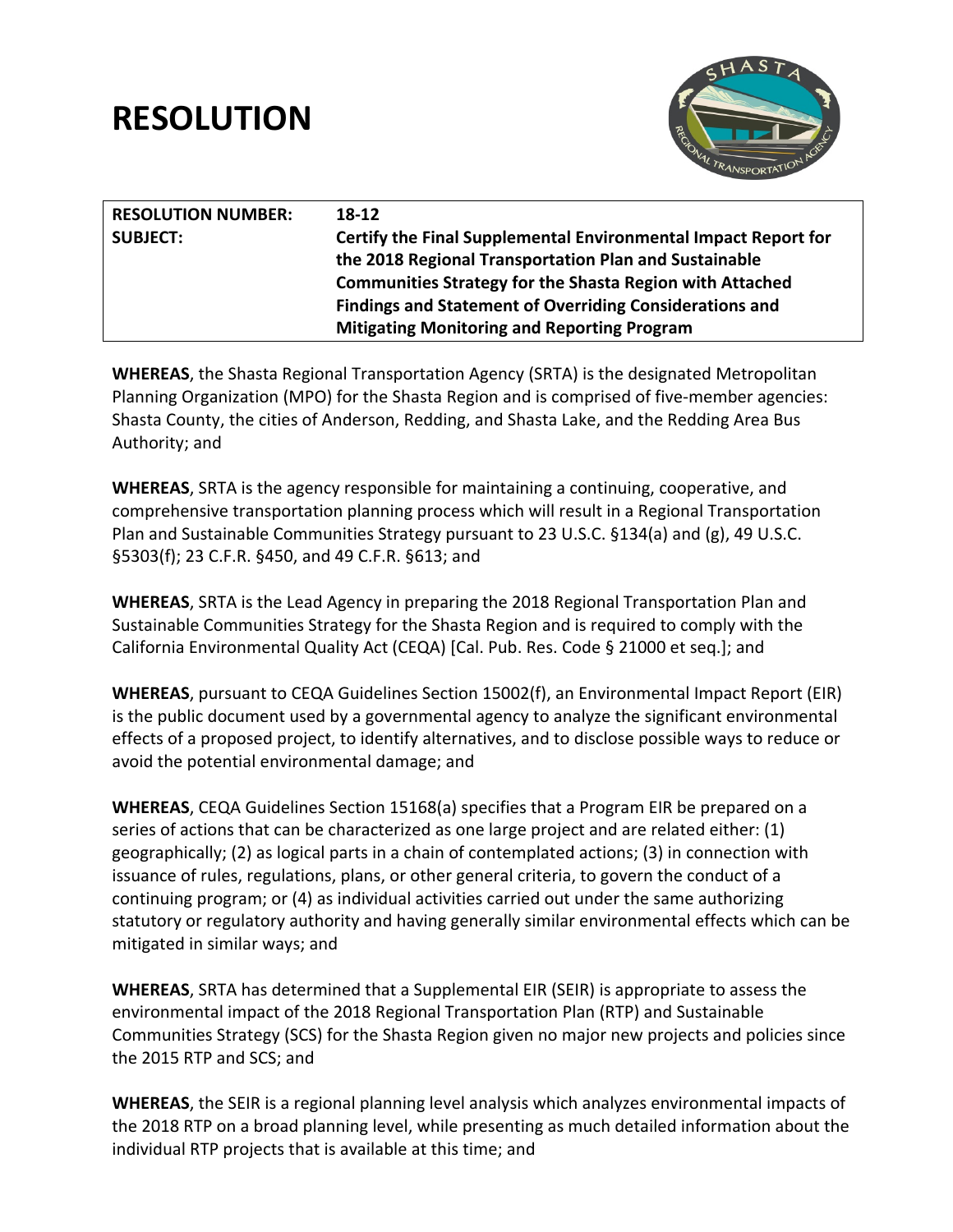# RESOLUTION

| **RESOLUTION NUMBER:** | **18-12** |
|---|---|
| **SUBJECT:** | **Certify the Final Supplemental Environmental Impact Report for the 2018 Regional Transportation Plan and Sustainable Communities Strategy for the Shasta Region with Attached Findings and Statement of Overriding Considerations and Mitigating Monitoring and Reporting Program** |

**WHEREAS**, the Shasta Regional Transportation Agency (SRTA) is the designated Metropolitan Planning Organization (MPO) for the Shasta Region and is comprised of five-member agencies: Shasta County, the cities of Anderson, Redding, and Shasta Lake, and the Redding Area Bus Authority; and

**WHEREAS**, SRTA is the agency responsible for maintaining a continuing, cooperative, and comprehensive transportation planning process which will result in a Regional Transportation Plan and Sustainable Communities Strategy pursuant to 23 U.S.C. §134(a) and (g), 49 U.S.C. §5303(f); 23 C.F.R. §450, and 49 C.F.R. §613; and

**WHEREAS**, SRTA is the Lead Agency in preparing the 2018 Regional Transportation Plan and Sustainable Communities Strategy for the Shasta Region and is required to comply with the California Environmental Quality Act (CEQA) [Cal. Pub. Res. Code § 21000 et seq.]; and

**WHEREAS**, pursuant to CEQA Guidelines Section 15002(f), an Environmental Impact Report (EIR) is the public document used by a governmental agency to analyze the significant environmental effects of a proposed project, to identify alternatives, and to disclose possible ways to reduce or avoid the potential environmental damage; and

**WHEREAS**, CEQA Guidelines Section 15168(a) specifies that a Program EIR be prepared on a series of actions that can be characterized as one large project and are related either: (1) geographically; (2) as logical parts in a chain of contemplated actions; (3) in connection with issuance of rules, regulations, plans, or other general criteria, to govern the conduct of a continuing program; or (4) as individual activities carried out under the same authorizing statutory or regulatory authority and having generally similar environmental effects which can be mitigated in similar ways; and

**WHEREAS**, SRTA has determined that a Supplemental EIR (SEIR) is appropriate to assess the environmental impact of the 2018 Regional Transportation Plan (RTP) and Sustainable Communities Strategy (SCS) for the Shasta Region given no major new projects and policies since the 2015 RTP and SCS; and

**WHEREAS**, the SEIR is a regional planning level analysis which analyzes environmental impacts of the 2018 RTP on a broad planning level, while presenting as much detailed information about the individual RTP projects that is available at this time; and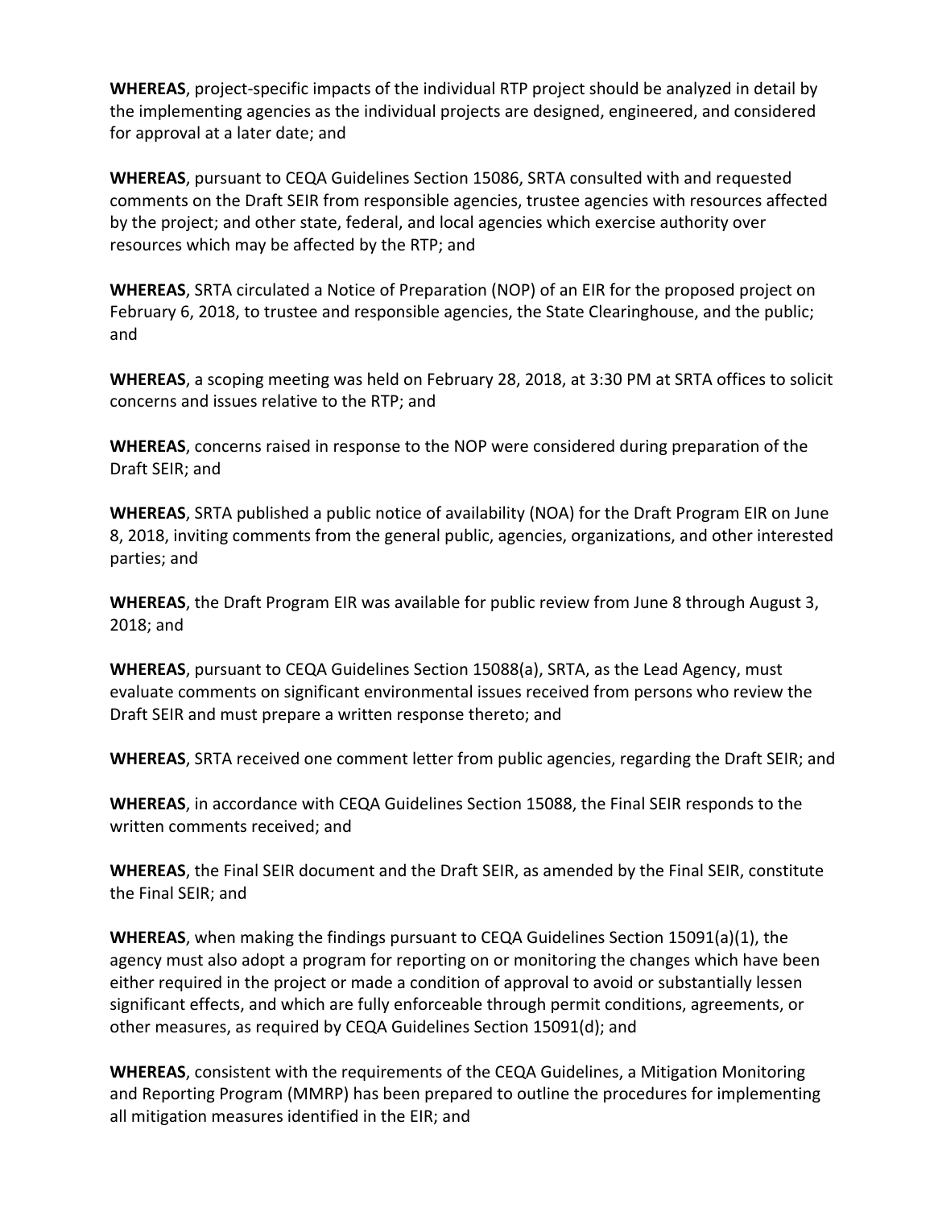**WHEREAS**, project-specific impacts of the individual RTP project should be analyzed in detail by the implementing agencies as the individual projects are designed, engineered, and considered for approval at a later date; and

**WHEREAS**, pursuant to CEQA Guidelines Section 15086, SRTA consulted with and requested comments on the Draft SEIR from responsible agencies, trustee agencies with resources affected by the project; and other state, federal, and local agencies which exercise authority over resources which may be affected by the RTP; and

**WHEREAS**, SRTA circulated a Notice of Preparation (NOP) of an EIR for the proposed project on February 6, 2018, to trustee and responsible agencies, the State Clearinghouse, and the public; and

**WHEREAS**, a scoping meeting was held on February 28, 2018, at 3:30 PM at SRTA offices to solicit concerns and issues relative to the RTP; and

**WHEREAS**, concerns raised in response to the NOP were considered during preparation of the Draft SEIR; and

**WHEREAS**, SRTA published a public notice of availability (NOA) for the Draft Program EIR on June 8, 2018, inviting comments from the general public, agencies, organizations, and other interested parties; and

**WHEREAS**, the Draft Program EIR was available for public review from June 8 through August 3, 2018; and

**WHEREAS**, pursuant to CEQA Guidelines Section 15088(a), SRTA, as the Lead Agency, must evaluate comments on significant environmental issues received from persons who review the Draft SEIR and must prepare a written response thereto; and

**WHEREAS**, SRTA received one comment letter from public agencies, regarding the Draft SEIR; and

**WHEREAS**, in accordance with CEQA Guidelines Section 15088, the Final SEIR responds to the written comments received; and

**WHEREAS**, the Final SEIR document and the Draft SEIR, as amended by the Final SEIR, constitute the Final SEIR; and

**WHEREAS**, when making the findings pursuant to CEQA Guidelines Section 15091(a)(1), the agency must also adopt a program for reporting on or monitoring the changes which have been either required in the project or made a condition of approval to avoid or substantially lessen significant effects, and which are fully enforceable through permit conditions, agreements, or other measures, as required by CEQA Guidelines Section 15091(d); and

**WHEREAS**, consistent with the requirements of the CEQA Guidelines, a Mitigation Monitoring and Reporting Program (MMRP) has been prepared to outline the procedures for implementing all mitigation measures identified in the EIR; and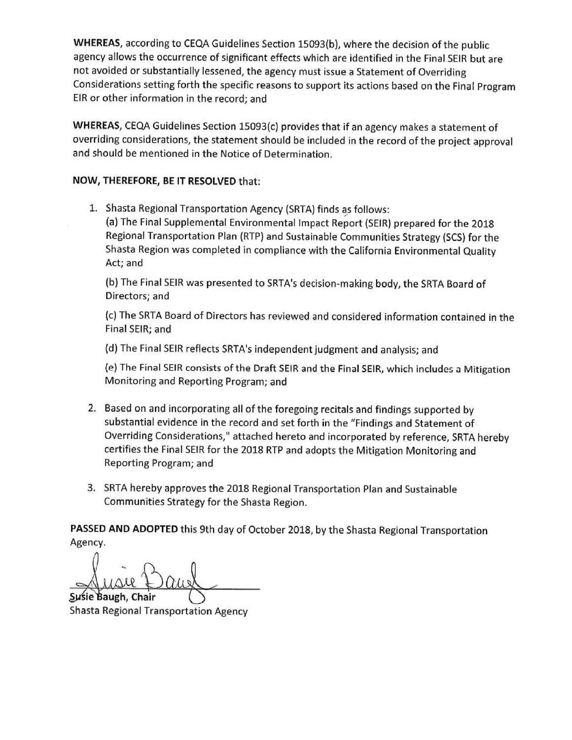**WHEREAS**, according to CEQA Guidelines Section 15093(b), where the decision of the public agency allows the occurrence of significant effects which are identified in the Final SEIR but are not avoided or substantially lessened, the agency must issue a Statement of Overriding Considerations setting forth the specific reasons to support its actions based on the Final Program EIR or other information in the record; and

**WHEREAS**, CEQA Guidelines Section 15093(c) provides that if an agency makes a statement of overriding considerations, the statement should be included in the record of the project approval and should be mentioned in the Notice of Determination.

**NOW, THEREFORE, BE IT RESOLVED** that:

1. Shasta Regional Transportation Agency (SRTA) finds as follows:
   (a) The Final Supplemental Environmental Impact Report (SEIR) prepared for the 2018 Regional Transportation Plan (RTP) and Sustainable Communities Strategy (SCS) for the Shasta Region was completed in compliance with the California Environmental Quality Act; and

   (b) The Final SEIR was presented to SRTA's decision-making body, the SRTA Board of Directors; and

   (c) The SRTA Board of Directors has reviewed and considered information contained in the Final SEIR; and

   (d) The Final SEIR reflects SRTA's independent judgment and analysis; and

   (e) The Final SEIR consists of the Draft SEIR and the Final SEIR, which includes a Mitigation Monitoring and Reporting Program; and

2. Based on and incorporating all of the foregoing recitals and findings supported by substantial evidence in the record and set forth in the "Findings and Statement of Overriding Considerations," attached hereto and incorporated by reference, SRTA hereby certifies the Final SEIR for the 2018 RTP and adopts the Mitigation Monitoring and Reporting Program; and

3. SRTA hereby approves the 2018 Regional Transportation Plan and Sustainable Communities Strategy for the Shasta Region.

**PASSED AND ADOPTED** this 9th day of October 2018, by the Shasta Regional Transportation Agency.

**Susie Baugh, Chair**
Shasta Regional Transportation Agency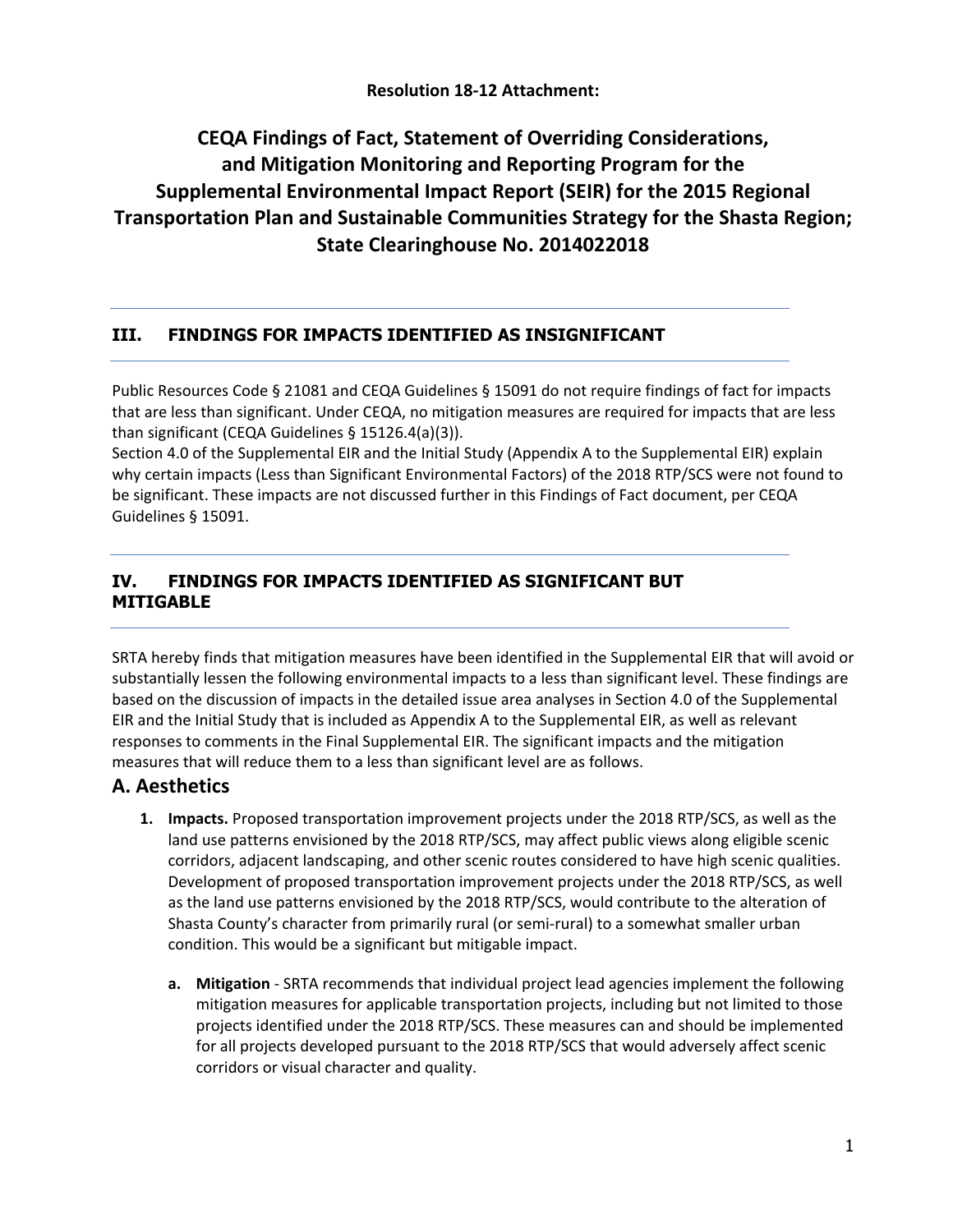**Resolution 18-12 Attachment:**

# CEQA Findings of Fact, Statement of Overriding Considerations, and Mitigation Monitoring and Reporting Program for the Supplemental Environmental Impact Report (SEIR) for the 2015 Regional Transportation Plan and Sustainable Communities Strategy for the Shasta Region; State Clearinghouse No. 2014022018

## III. FINDINGS FOR IMPACTS IDENTIFIED AS INSIGNIFICANT

Public Resources Code § 21081 and CEQA Guidelines § 15091 do not require findings of fact for impacts that are less than significant. Under CEQA, no mitigation measures are required for impacts that are less than significant (CEQA Guidelines § 15126.4(a)(3)).

Section 4.0 of the Supplemental EIR and the Initial Study (Appendix A to the Supplemental EIR) explain why certain impacts (Less than Significant Environmental Factors) of the 2018 RTP/SCS were not found to be significant. These impacts are not discussed further in this Findings of Fact document, per CEQA Guidelines § 15091.

## IV. FINDINGS FOR IMPACTS IDENTIFIED AS SIGNIFICANT BUT MITIGABLE

SRTA hereby finds that mitigation measures have been identified in the Supplemental EIR that will avoid or substantially lessen the following environmental impacts to a less than significant level. These findings are based on the discussion of impacts in the detailed issue area analyses in Section 4.0 of the Supplemental EIR and the Initial Study that is included as Appendix A to the Supplemental EIR, as well as relevant responses to comments in the Final Supplemental EIR. The significant impacts and the mitigation measures that will reduce them to a less than significant level are as follows.

### A. Aesthetics

1. **Impacts.** Proposed transportation improvement projects under the 2018 RTP/SCS, as well as the land use patterns envisioned by the 2018 RTP/SCS, may affect public views along eligible scenic corridors, adjacent landscaping, and other scenic routes considered to have high scenic qualities. Development of proposed transportation improvement projects under the 2018 RTP/SCS, as well as the land use patterns envisioned by the 2018 RTP/SCS, would contribute to the alteration of Shasta County's character from primarily rural (or semi-rural) to a somewhat smaller urban condition. This would be a significant but mitigable impact.

   a. **Mitigation** - SRTA recommends that individual project lead agencies implement the following mitigation measures for applicable transportation projects, including but not limited to those projects identified under the 2018 RTP/SCS. These measures can and should be implemented for all projects developed pursuant to the 2018 RTP/SCS that would adversely affect scenic corridors or visual character and quality.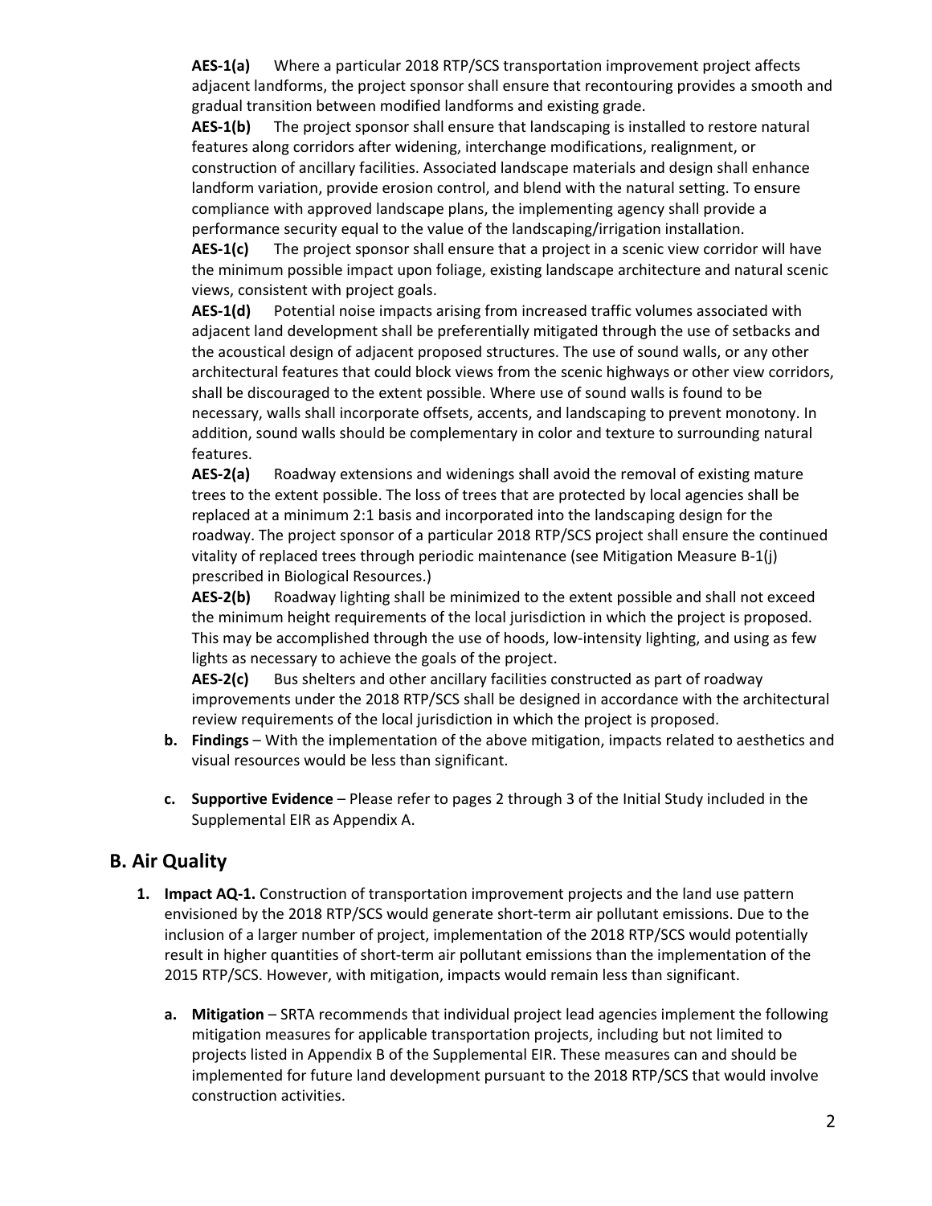**AES-1(a)** Where a particular 2018 RTP/SCS transportation improvement project affects adjacent landforms, the project sponsor shall ensure that recontouring provides a smooth and gradual transition between modified landforms and existing grade.

**AES-1(b)** The project sponsor shall ensure that landscaping is installed to restore natural features along corridors after widening, interchange modifications, realignment, or construction of ancillary facilities. Associated landscape materials and design shall enhance landform variation, provide erosion control, and blend with the natural setting. To ensure compliance with approved landscape plans, the implementing agency shall provide a performance security equal to the value of the landscaping/irrigation installation.

**AES-1(c)** The project sponsor shall ensure that a project in a scenic view corridor will have the minimum possible impact upon foliage, existing landscape architecture and natural scenic views, consistent with project goals.

**AES-1(d)** Potential noise impacts arising from increased traffic volumes associated with adjacent land development shall be preferentially mitigated through the use of setbacks and the acoustical design of adjacent proposed structures. The use of sound walls, or any other architectural features that could block views from the scenic highways or other view corridors, shall be discouraged to the extent possible. Where use of sound walls is found to be necessary, walls shall incorporate offsets, accents, and landscaping to prevent monotony. In addition, sound walls should be complementary in color and texture to surrounding natural features.

**AES-2(a)** Roadway extensions and widenings shall avoid the removal of existing mature trees to the extent possible. The loss of trees that are protected by local agencies shall be replaced at a minimum 2:1 basis and incorporated into the landscaping design for the roadway. The project sponsor of a particular 2018 RTP/SCS project shall ensure the continued vitality of replaced trees through periodic maintenance (see Mitigation Measure B-1(j) prescribed in Biological Resources.)

**AES-2(b)** Roadway lighting shall be minimized to the extent possible and shall not exceed the minimum height requirements of the local jurisdiction in which the project is proposed. This may be accomplished through the use of hoods, low-intensity lighting, and using as few lights as necessary to achieve the goals of the project.

**AES-2(c)** Bus shelters and other ancillary facilities constructed as part of roadway improvements under the 2018 RTP/SCS shall be designed in accordance with the architectural review requirements of the local jurisdiction in which the project is proposed.

b. **Findings** – With the implementation of the above mitigation, impacts related to aesthetics and visual resources would be less than significant.

c. **Supportive Evidence** – Please refer to pages 2 through 3 of the Initial Study included in the Supplemental EIR as Appendix A.

## B. Air Quality

1. **Impact AQ-1.** Construction of transportation improvement projects and the land use pattern envisioned by the 2018 RTP/SCS would generate short-term air pollutant emissions. Due to the inclusion of a larger number of project, implementation of the 2018 RTP/SCS would potentially result in higher quantities of short-term air pollutant emissions than the implementation of the 2015 RTP/SCS. However, with mitigation, impacts would remain less than significant.

   a. **Mitigation** – SRTA recommends that individual project lead agencies implement the following mitigation measures for applicable transportation projects, including but not limited to projects listed in Appendix B of the Supplemental EIR. These measures can and should be implemented for future land development pursuant to the 2018 RTP/SCS that would involve construction activities.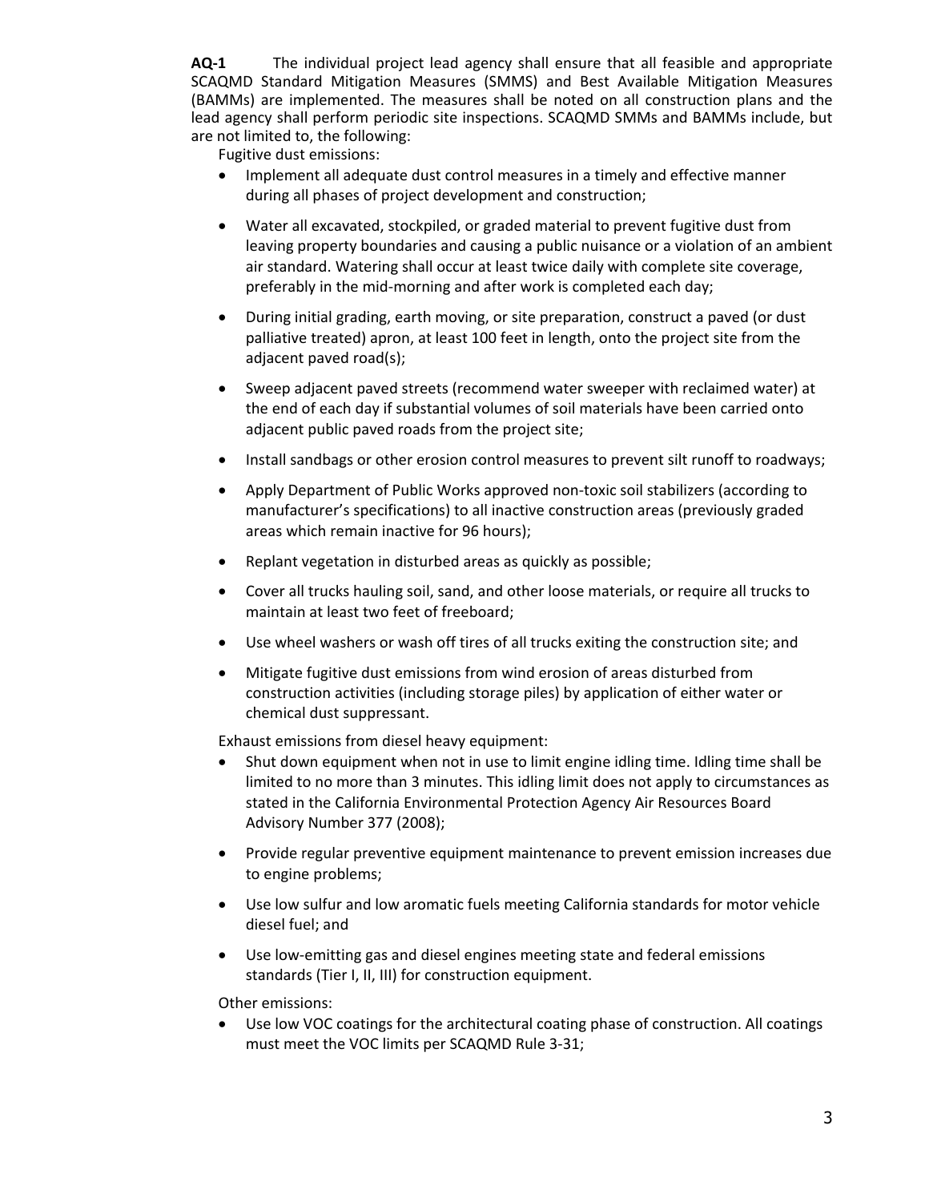**AQ-1** The individual project lead agency shall ensure that all feasible and appropriate SCAQMD Standard Mitigation Measures (SMMS) and Best Available Mitigation Measures (BAMMs) are implemented. The measures shall be noted on all construction plans and the lead agency shall perform periodic site inspections. SCAQMD SMMs and BAMMs include, but are not limited to, the following:

Fugitive dust emissions:

- Implement all adequate dust control measures in a timely and effective manner during all phases of project development and construction;
- Water all excavated, stockpiled, or graded material to prevent fugitive dust from leaving property boundaries and causing a public nuisance or a violation of an ambient air standard. Watering shall occur at least twice daily with complete site coverage, preferably in the mid-morning and after work is completed each day;
- During initial grading, earth moving, or site preparation, construct a paved (or dust palliative treated) apron, at least 100 feet in length, onto the project site from the adjacent paved road(s);
- Sweep adjacent paved streets (recommend water sweeper with reclaimed water) at the end of each day if substantial volumes of soil materials have been carried onto adjacent public paved roads from the project site;
- Install sandbags or other erosion control measures to prevent silt runoff to roadways;
- Apply Department of Public Works approved non-toxic soil stabilizers (according to manufacturer's specifications) to all inactive construction areas (previously graded areas which remain inactive for 96 hours);
- Replant vegetation in disturbed areas as quickly as possible;
- Cover all trucks hauling soil, sand, and other loose materials, or require all trucks to maintain at least two feet of freeboard;
- Use wheel washers or wash off tires of all trucks exiting the construction site; and
- Mitigate fugitive dust emissions from wind erosion of areas disturbed from construction activities (including storage piles) by application of either water or chemical dust suppressant.

Exhaust emissions from diesel heavy equipment:

- Shut down equipment when not in use to limit engine idling time. Idling time shall be limited to no more than 3 minutes. This idling limit does not apply to circumstances as stated in the California Environmental Protection Agency Air Resources Board Advisory Number 377 (2008);
- Provide regular preventive equipment maintenance to prevent emission increases due to engine problems;
- Use low sulfur and low aromatic fuels meeting California standards for motor vehicle diesel fuel; and
- Use low-emitting gas and diesel engines meeting state and federal emissions standards (Tier I, II, III) for construction equipment.

Other emissions:

- Use low VOC coatings for the architectural coating phase of construction. All coatings must meet the VOC limits per SCAQMD Rule 3-31;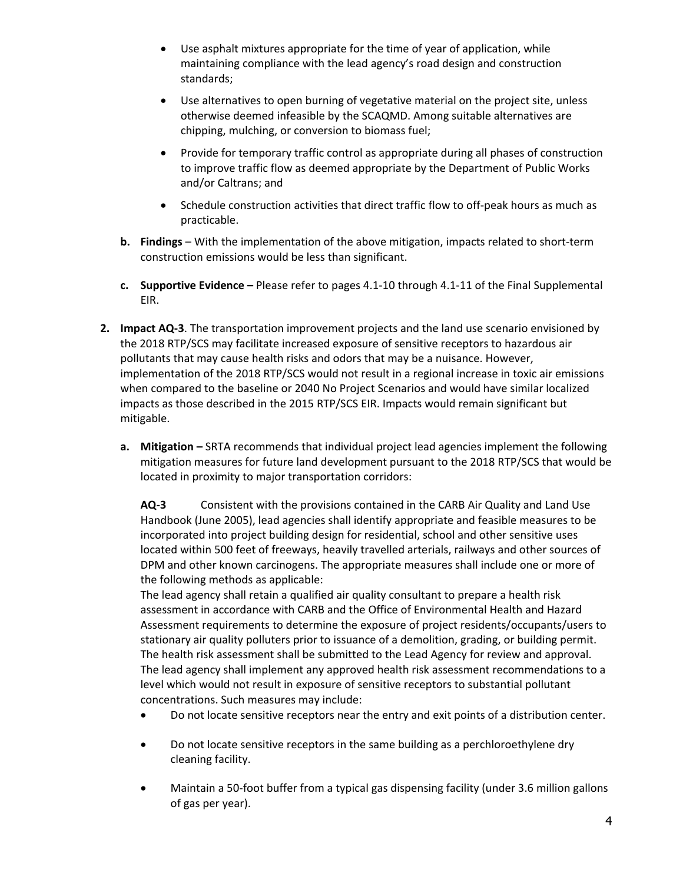- Use asphalt mixtures appropriate for the time of year of application, while maintaining compliance with the lead agency's road design and construction standards;
- Use alternatives to open burning of vegetative material on the project site, unless otherwise deemed infeasible by the SCAQMD. Among suitable alternatives are chipping, mulching, or conversion to biomass fuel;
- Provide for temporary traffic control as appropriate during all phases of construction to improve traffic flow as deemed appropriate by the Department of Public Works and/or Caltrans; and
- Schedule construction activities that direct traffic flow to off-peak hours as much as practicable.

**b. Findings** – With the implementation of the above mitigation, impacts related to short-term construction emissions would be less than significant.

**c. Supportive Evidence –** Please refer to pages 4.1-10 through 4.1-11 of the Final Supplemental EIR.

**2. Impact AQ-3**. The transportation improvement projects and the land use scenario envisioned by the 2018 RTP/SCS may facilitate increased exposure of sensitive receptors to hazardous air pollutants that may cause health risks and odors that may be a nuisance. However, implementation of the 2018 RTP/SCS would not result in a regional increase in toxic air emissions when compared to the baseline or 2040 No Project Scenarios and would have similar localized impacts as those described in the 2015 RTP/SCS EIR. Impacts would remain significant but mitigable.

**a. Mitigation –** SRTA recommends that individual project lead agencies implement the following mitigation measures for future land development pursuant to the 2018 RTP/SCS that would be located in proximity to major transportation corridors:

**AQ-3** Consistent with the provisions contained in the CARB Air Quality and Land Use Handbook (June 2005), lead agencies shall identify appropriate and feasible measures to be incorporated into project building design for residential, school and other sensitive uses located within 500 feet of freeways, heavily travelled arterials, railways and other sources of DPM and other known carcinogens. The appropriate measures shall include one or more of the following methods as applicable:

The lead agency shall retain a qualified air quality consultant to prepare a health risk assessment in accordance with CARB and the Office of Environmental Health and Hazard Assessment requirements to determine the exposure of project residents/occupants/users to stationary air quality polluters prior to issuance of a demolition, grading, or building permit. The health risk assessment shall be submitted to the Lead Agency for review and approval. The lead agency shall implement any approved health risk assessment recommendations to a level which would not result in exposure of sensitive receptors to substantial pollutant concentrations. Such measures may include:

- Do not locate sensitive receptors near the entry and exit points of a distribution center.
- Do not locate sensitive receptors in the same building as a perchloroethylene dry cleaning facility.
- Maintain a 50-foot buffer from a typical gas dispensing facility (under 3.6 million gallons of gas per year).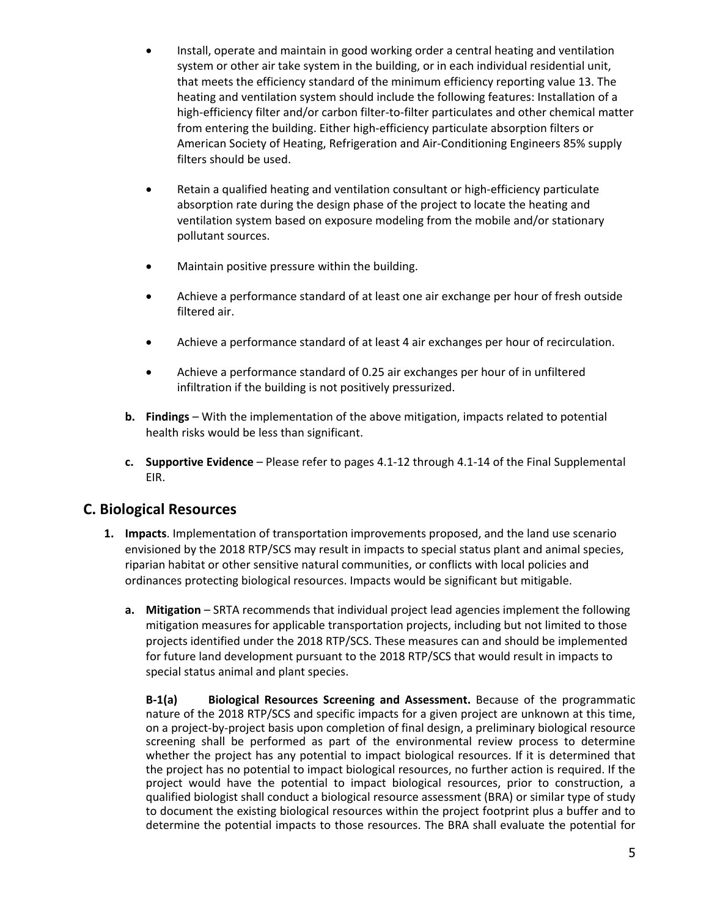- Install, operate and maintain in good working order a central heating and ventilation system or other air take system in the building, or in each individual residential unit, that meets the efficiency standard of the minimum efficiency reporting value 13. The heating and ventilation system should include the following features: Installation of a high-efficiency filter and/or carbon filter-to-filter particulates and other chemical matter from entering the building. Either high-efficiency particulate absorption filters or American Society of Heating, Refrigeration and Air-Conditioning Engineers 85% supply filters should be used.

- Retain a qualified heating and ventilation consultant or high-efficiency particulate absorption rate during the design phase of the project to locate the heating and ventilation system based on exposure modeling from the mobile and/or stationary pollutant sources.

- Maintain positive pressure within the building.

- Achieve a performance standard of at least one air exchange per hour of fresh outside filtered air.

- Achieve a performance standard of at least 4 air exchanges per hour of recirculation.

- Achieve a performance standard of 0.25 air exchanges per hour of in unfiltered infiltration if the building is not positively pressurized.

**b. Findings** – With the implementation of the above mitigation, impacts related to potential health risks would be less than significant.

**c. Supportive Evidence** – Please refer to pages 4.1-12 through 4.1-14 of the Final Supplemental EIR.

## C. Biological Resources

**1. Impacts**. Implementation of transportation improvements proposed, and the land use scenario envisioned by the 2018 RTP/SCS may result in impacts to special status plant and animal species, riparian habitat or other sensitive natural communities, or conflicts with local policies and ordinances protecting biological resources. Impacts would be significant but mitigable.

**a. Mitigation** – SRTA recommends that individual project lead agencies implement the following mitigation measures for applicable transportation projects, including but not limited to those projects identified under the 2018 RTP/SCS. These measures can and should be implemented for future land development pursuant to the 2018 RTP/SCS that would result in impacts to special status animal and plant species.

**B-1(a) Biological Resources Screening and Assessment.** Because of the programmatic nature of the 2018 RTP/SCS and specific impacts for a given project are unknown at this time, on a project-by-project basis upon completion of final design, a preliminary biological resource screening shall be performed as part of the environmental review process to determine whether the project has any potential to impact biological resources. If it is determined that the project has no potential to impact biological resources, no further action is required. If the project would have the potential to impact biological resources, prior to construction, a qualified biologist shall conduct a biological resource assessment (BRA) or similar type of study to document the existing biological resources within the project footprint plus a buffer and to determine the potential impacts to those resources. The BRA shall evaluate the potential for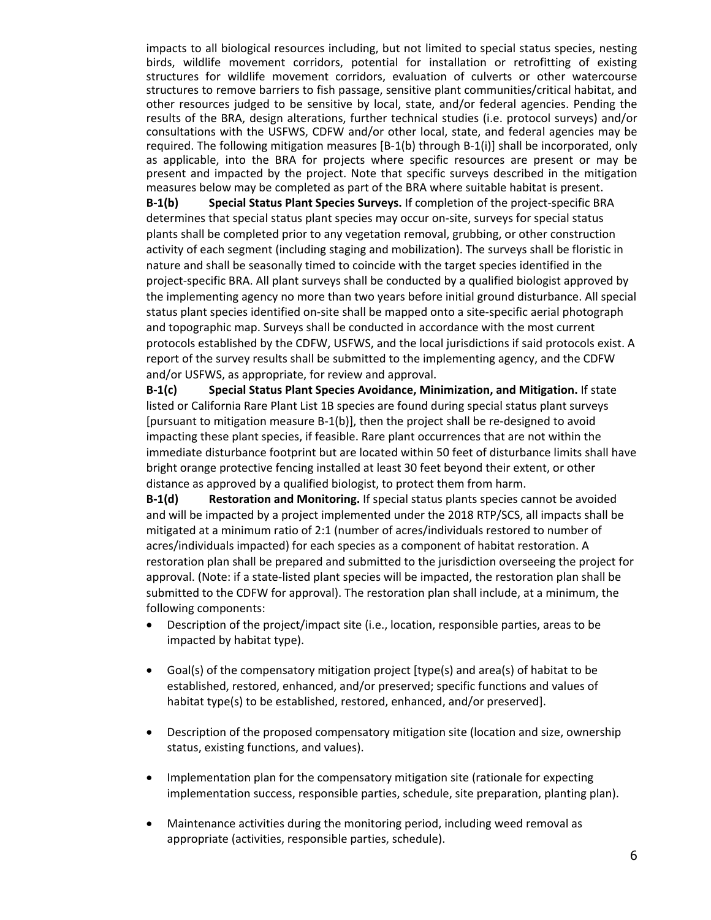impacts to all biological resources including, but not limited to special status species, nesting birds, wildlife movement corridors, potential for installation or retrofitting of existing structures for wildlife movement corridors, evaluation of culverts or other watercourse structures to remove barriers to fish passage, sensitive plant communities/critical habitat, and other resources judged to be sensitive by local, state, and/or federal agencies. Pending the results of the BRA, design alterations, further technical studies (i.e. protocol surveys) and/or consultations with the USFWS, CDFW and/or other local, state, and federal agencies may be required. The following mitigation measures [B-1(b) through B-1(i)] shall be incorporated, only as applicable, into the BRA for projects where specific resources are present or may be present and impacted by the project. Note that specific surveys described in the mitigation measures below may be completed as part of the BRA where suitable habitat is present.

**B-1(b) Special Status Plant Species Surveys.** If completion of the project-specific BRA determines that special status plant species may occur on-site, surveys for special status plants shall be completed prior to any vegetation removal, grubbing, or other construction activity of each segment (including staging and mobilization). The surveys shall be floristic in nature and shall be seasonally timed to coincide with the target species identified in the project-specific BRA. All plant surveys shall be conducted by a qualified biologist approved by the implementing agency no more than two years before initial ground disturbance. All special status plant species identified on-site shall be mapped onto a site-specific aerial photograph and topographic map. Surveys shall be conducted in accordance with the most current protocols established by the CDFW, USFWS, and the local jurisdictions if said protocols exist. A report of the survey results shall be submitted to the implementing agency, and the CDFW and/or USFWS, as appropriate, for review and approval.

**B-1(c) Special Status Plant Species Avoidance, Minimization, and Mitigation.** If state listed or California Rare Plant List 1B species are found during special status plant surveys [pursuant to mitigation measure B-1(b)], then the project shall be re-designed to avoid impacting these plant species, if feasible. Rare plant occurrences that are not within the immediate disturbance footprint but are located within 50 feet of disturbance limits shall have bright orange protective fencing installed at least 30 feet beyond their extent, or other distance as approved by a qualified biologist, to protect them from harm.

**B-1(d) Restoration and Monitoring.** If special status plants species cannot be avoided and will be impacted by a project implemented under the 2018 RTP/SCS, all impacts shall be mitigated at a minimum ratio of 2:1 (number of acres/individuals restored to number of acres/individuals impacted) for each species as a component of habitat restoration. A restoration plan shall be prepared and submitted to the jurisdiction overseeing the project for approval. (Note: if a state-listed plant species will be impacted, the restoration plan shall be submitted to the CDFW for approval). The restoration plan shall include, at a minimum, the following components:

- Description of the project/impact site (i.e., location, responsible parties, areas to be impacted by habitat type).
- Goal(s) of the compensatory mitigation project [type(s) and area(s) of habitat to be established, restored, enhanced, and/or preserved; specific functions and values of habitat type(s) to be established, restored, enhanced, and/or preserved].
- Description of the proposed compensatory mitigation site (location and size, ownership status, existing functions, and values).
- Implementation plan for the compensatory mitigation site (rationale for expecting implementation success, responsible parties, schedule, site preparation, planting plan).
- Maintenance activities during the monitoring period, including weed removal as appropriate (activities, responsible parties, schedule).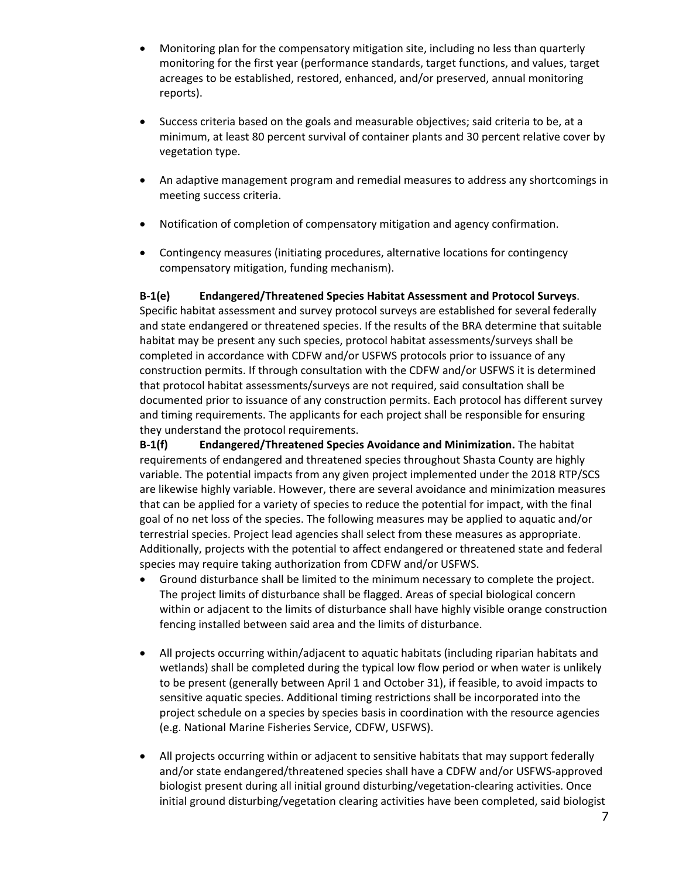- Monitoring plan for the compensatory mitigation site, including no less than quarterly monitoring for the first year (performance standards, target functions, and values, target acreages to be established, restored, enhanced, and/or preserved, annual monitoring reports).

- Success criteria based on the goals and measurable objectives; said criteria to be, at a minimum, at least 80 percent survival of container plants and 30 percent relative cover by vegetation type.

- An adaptive management program and remedial measures to address any shortcomings in meeting success criteria.

- Notification of completion of compensatory mitigation and agency confirmation.

- Contingency measures (initiating procedures, alternative locations for contingency compensatory mitigation, funding mechanism).

**B-1(e) Endangered/Threatened Species Habitat Assessment and Protocol Surveys**. Specific habitat assessment and survey protocol surveys are established for several federally and state endangered or threatened species. If the results of the BRA determine that suitable habitat may be present any such species, protocol habitat assessments/surveys shall be completed in accordance with CDFW and/or USFWS protocols prior to issuance of any construction permits. If through consultation with the CDFW and/or USFWS it is determined that protocol habitat assessments/surveys are not required, said consultation shall be documented prior to issuance of any construction permits. Each protocol has different survey and timing requirements. The applicants for each project shall be responsible for ensuring they understand the protocol requirements.

**B-1(f) Endangered/Threatened Species Avoidance and Minimization.** The habitat requirements of endangered and threatened species throughout Shasta County are highly variable. The potential impacts from any given project implemented under the 2018 RTP/SCS are likewise highly variable. However, there are several avoidance and minimization measures that can be applied for a variety of species to reduce the potential for impact, with the final goal of no net loss of the species. The following measures may be applied to aquatic and/or terrestrial species. Project lead agencies shall select from these measures as appropriate. Additionally, projects with the potential to affect endangered or threatened state and federal species may require taking authorization from CDFW and/or USFWS.

- Ground disturbance shall be limited to the minimum necessary to complete the project. The project limits of disturbance shall be flagged. Areas of special biological concern within or adjacent to the limits of disturbance shall have highly visible orange construction fencing installed between said area and the limits of disturbance.

- All projects occurring within/adjacent to aquatic habitats (including riparian habitats and wetlands) shall be completed during the typical low flow period or when water is unlikely to be present (generally between April 1 and October 31), if feasible, to avoid impacts to sensitive aquatic species. Additional timing restrictions shall be incorporated into the project schedule on a species by species basis in coordination with the resource agencies (e.g. National Marine Fisheries Service, CDFW, USFWS).

- All projects occurring within or adjacent to sensitive habitats that may support federally and/or state endangered/threatened species shall have a CDFW and/or USFWS-approved biologist present during all initial ground disturbing/vegetation-clearing activities. Once initial ground disturbing/vegetation clearing activities have been completed, said biologist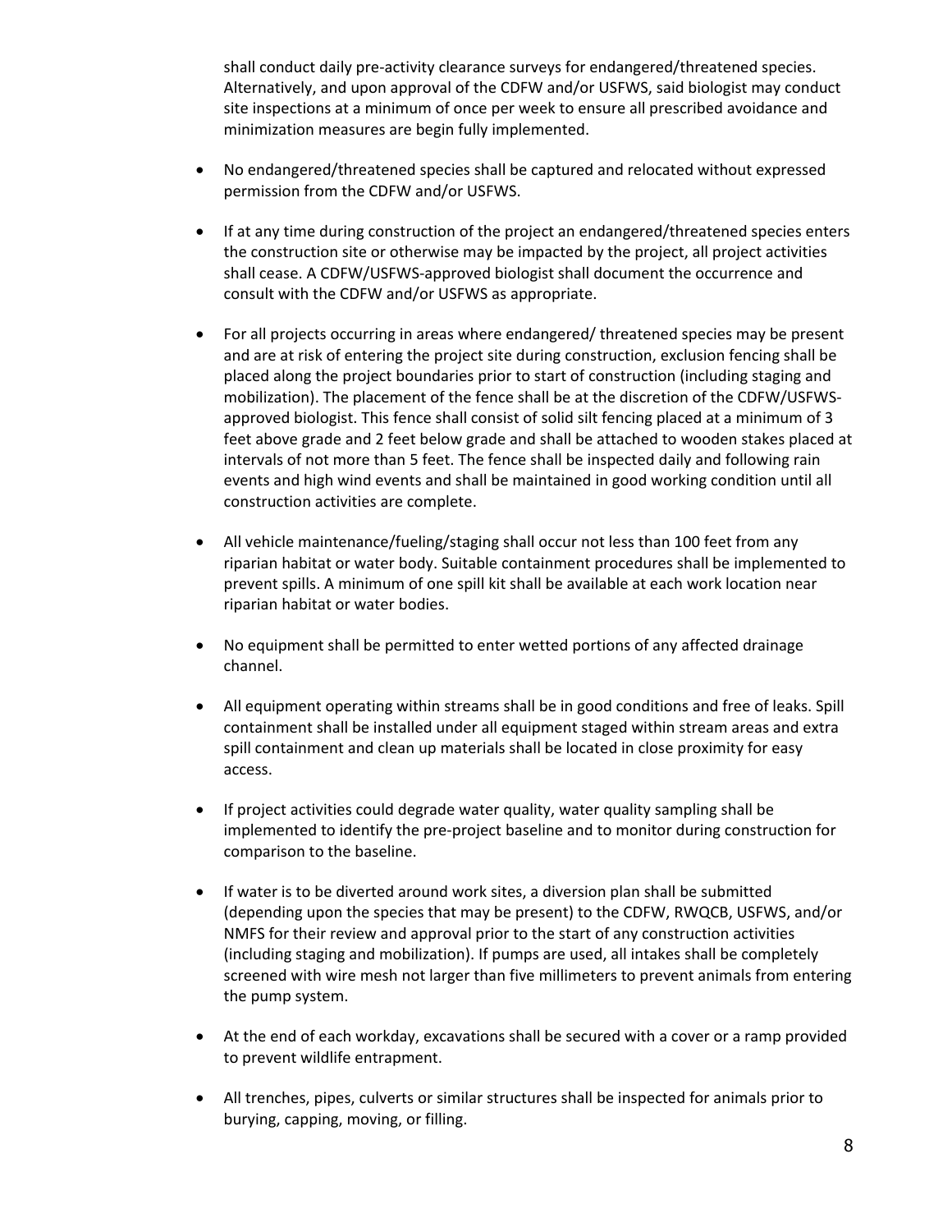shall conduct daily pre-activity clearance surveys for endangered/threatened species. Alternatively, and upon approval of the CDFW and/or USFWS, said biologist may conduct site inspections at a minimum of once per week to ensure all prescribed avoidance and minimization measures are begin fully implemented.

- No endangered/threatened species shall be captured and relocated without expressed permission from the CDFW and/or USFWS.

- If at any time during construction of the project an endangered/threatened species enters the construction site or otherwise may be impacted by the project, all project activities shall cease. A CDFW/USFWS-approved biologist shall document the occurrence and consult with the CDFW and/or USFWS as appropriate.

- For all projects occurring in areas where endangered/ threatened species may be present and are at risk of entering the project site during construction, exclusion fencing shall be placed along the project boundaries prior to start of construction (including staging and mobilization). The placement of the fence shall be at the discretion of the CDFW/USFWS-approved biologist. This fence shall consist of solid silt fencing placed at a minimum of 3 feet above grade and 2 feet below grade and shall be attached to wooden stakes placed at intervals of not more than 5 feet. The fence shall be inspected daily and following rain events and high wind events and shall be maintained in good working condition until all construction activities are complete.

- All vehicle maintenance/fueling/staging shall occur not less than 100 feet from any riparian habitat or water body. Suitable containment procedures shall be implemented to prevent spills. A minimum of one spill kit shall be available at each work location near riparian habitat or water bodies.

- No equipment shall be permitted to enter wetted portions of any affected drainage channel.

- All equipment operating within streams shall be in good conditions and free of leaks. Spill containment shall be installed under all equipment staged within stream areas and extra spill containment and clean up materials shall be located in close proximity for easy access.

- If project activities could degrade water quality, water quality sampling shall be implemented to identify the pre-project baseline and to monitor during construction for comparison to the baseline.

- If water is to be diverted around work sites, a diversion plan shall be submitted (depending upon the species that may be present) to the CDFW, RWQCB, USFWS, and/or NMFS for their review and approval prior to the start of any construction activities (including staging and mobilization). If pumps are used, all intakes shall be completely screened with wire mesh not larger than five millimeters to prevent animals from entering the pump system.

- At the end of each workday, excavations shall be secured with a cover or a ramp provided to prevent wildlife entrapment.

- All trenches, pipes, culverts or similar structures shall be inspected for animals prior to burying, capping, moving, or filling.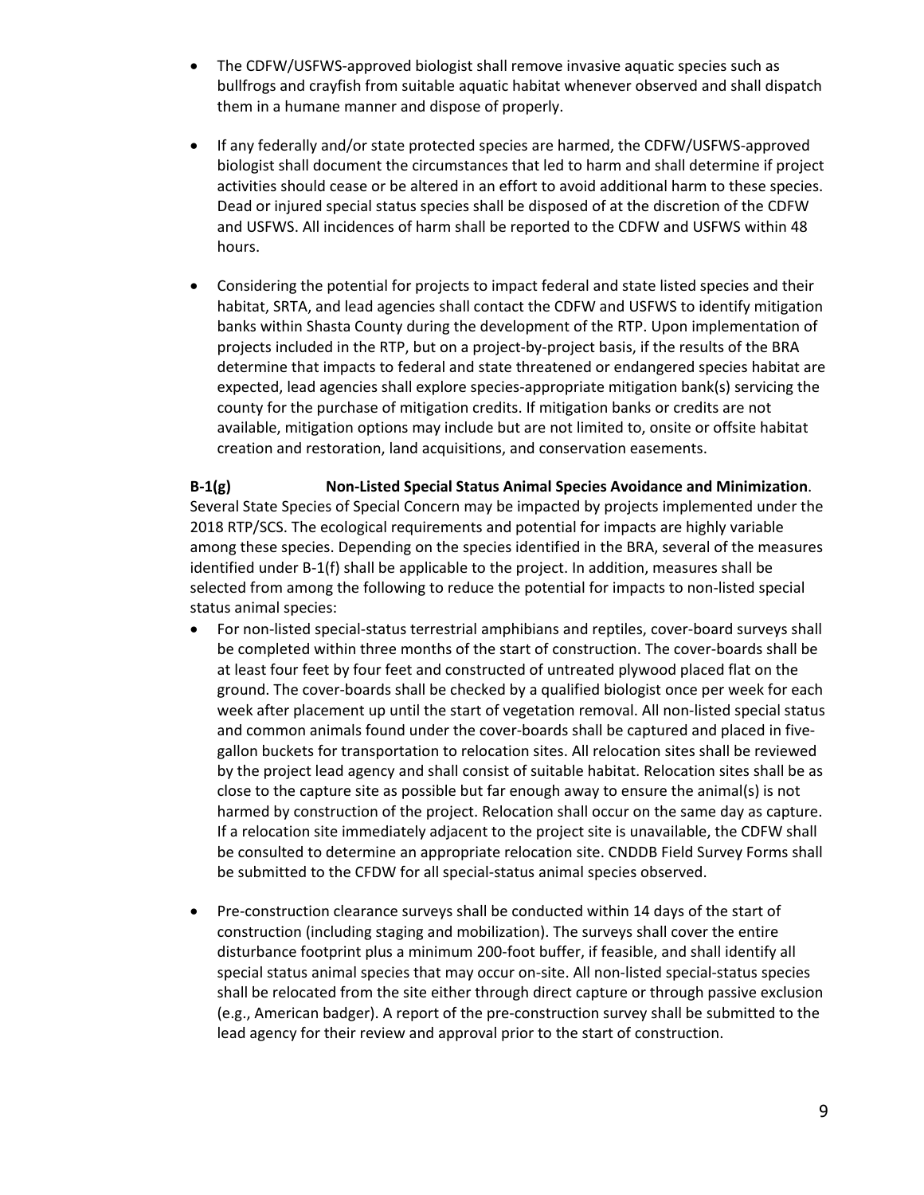- The CDFW/USFWS-approved biologist shall remove invasive aquatic species such as bullfrogs and crayfish from suitable aquatic habitat whenever observed and shall dispatch them in a humane manner and dispose of properly.

- If any federally and/or state protected species are harmed, the CDFW/USFWS-approved biologist shall document the circumstances that led to harm and shall determine if project activities should cease or be altered in an effort to avoid additional harm to these species. Dead or injured special status species shall be disposed of at the discretion of the CDFW and USFWS. All incidences of harm shall be reported to the CDFW and USFWS within 48 hours.

- Considering the potential for projects to impact federal and state listed species and their habitat, SRTA, and lead agencies shall contact the CDFW and USFWS to identify mitigation banks within Shasta County during the development of the RTP. Upon implementation of projects included in the RTP, but on a project-by-project basis, if the results of the BRA determine that impacts to federal and state threatened or endangered species habitat are expected, lead agencies shall explore species-appropriate mitigation bank(s) servicing the county for the purchase of mitigation credits. If mitigation banks or credits are not available, mitigation options may include but are not limited to, onsite or offsite habitat creation and restoration, land acquisitions, and conservation easements.

**B-1(g) Non-Listed Special Status Animal Species Avoidance and Minimization**. Several State Species of Special Concern may be impacted by projects implemented under the 2018 RTP/SCS. The ecological requirements and potential for impacts are highly variable among these species. Depending on the species identified in the BRA, several of the measures identified under B-1(f) shall be applicable to the project. In addition, measures shall be selected from among the following to reduce the potential for impacts to non-listed special status animal species:

- For non-listed special-status terrestrial amphibians and reptiles, cover-board surveys shall be completed within three months of the start of construction. The cover-boards shall be at least four feet by four feet and constructed of untreated plywood placed flat on the ground. The cover-boards shall be checked by a qualified biologist once per week for each week after placement up until the start of vegetation removal. All non-listed special status and common animals found under the cover-boards shall be captured and placed in five-gallon buckets for transportation to relocation sites. All relocation sites shall be reviewed by the project lead agency and shall consist of suitable habitat. Relocation sites shall be as close to the capture site as possible but far enough away to ensure the animal(s) is not harmed by construction of the project. Relocation shall occur on the same day as capture. If a relocation site immediately adjacent to the project site is unavailable, the CDFW shall be consulted to determine an appropriate relocation site. CNDDB Field Survey Forms shall be submitted to the CFDW for all special-status animal species observed.

- Pre-construction clearance surveys shall be conducted within 14 days of the start of construction (including staging and mobilization). The surveys shall cover the entire disturbance footprint plus a minimum 200-foot buffer, if feasible, and shall identify all special status animal species that may occur on-site. All non-listed special-status species shall be relocated from the site either through direct capture or through passive exclusion (e.g., American badger). A report of the pre-construction survey shall be submitted to the lead agency for their review and approval prior to the start of construction.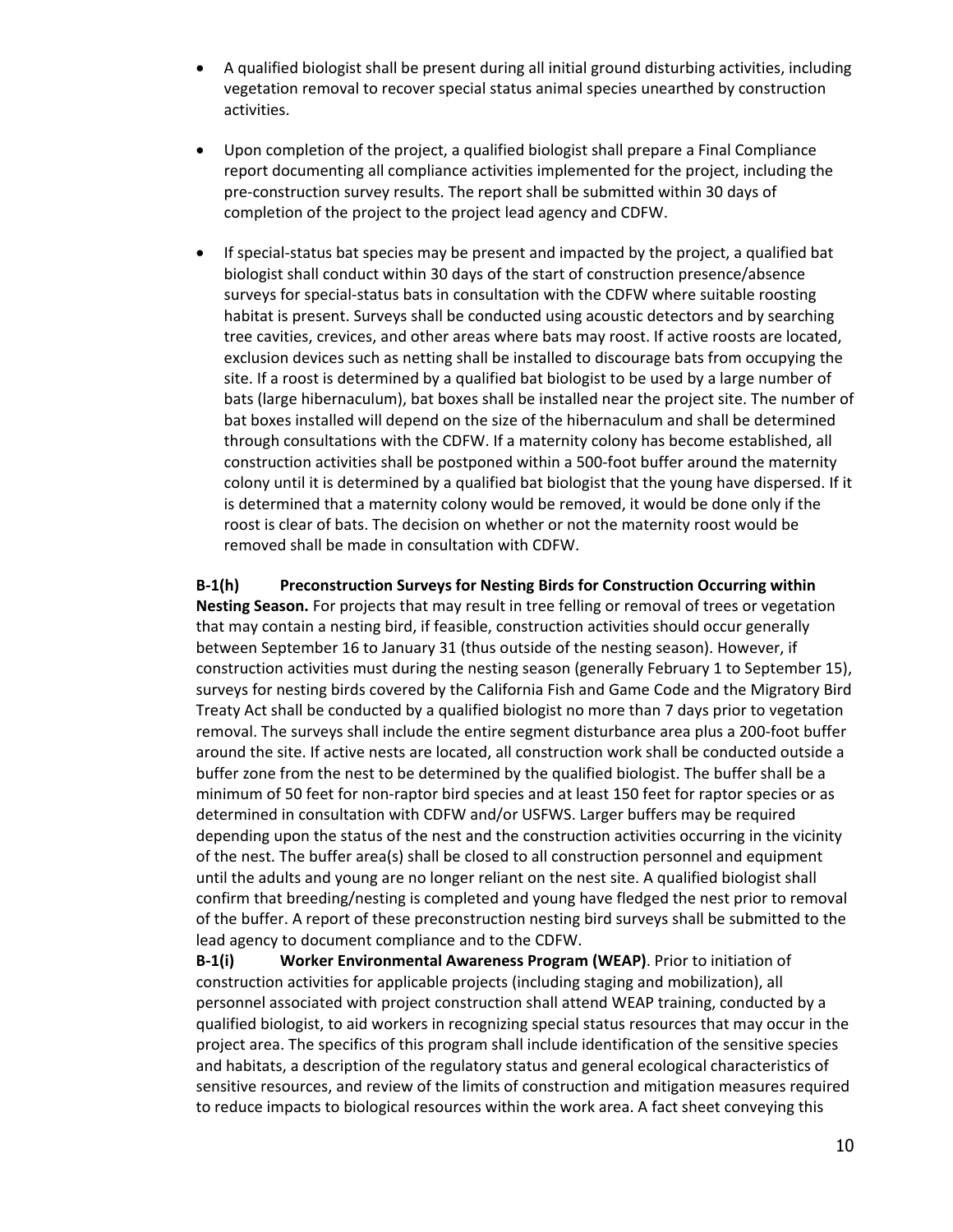- A qualified biologist shall be present during all initial ground disturbing activities, including vegetation removal to recover special status animal species unearthed by construction activities.

- Upon completion of the project, a qualified biologist shall prepare a Final Compliance report documenting all compliance activities implemented for the project, including the pre-construction survey results. The report shall be submitted within 30 days of completion of the project to the project lead agency and CDFW.

- If special-status bat species may be present and impacted by the project, a qualified bat biologist shall conduct within 30 days of the start of construction presence/absence surveys for special-status bats in consultation with the CDFW where suitable roosting habitat is present. Surveys shall be conducted using acoustic detectors and by searching tree cavities, crevices, and other areas where bats may roost. If active roosts are located, exclusion devices such as netting shall be installed to discourage bats from occupying the site. If a roost is determined by a qualified bat biologist to be used by a large number of bats (large hibernaculum), bat boxes shall be installed near the project site. The number of bat boxes installed will depend on the size of the hibernaculum and shall be determined through consultations with the CDFW. If a maternity colony has become established, all construction activities shall be postponed within a 500-foot buffer around the maternity colony until it is determined by a qualified bat biologist that the young have dispersed. If it is determined that a maternity colony would be removed, it would be done only if the roost is clear of bats. The decision on whether or not the maternity roost would be removed shall be made in consultation with CDFW.

**B-1(h) Preconstruction Surveys for Nesting Birds for Construction Occurring within Nesting Season.** For projects that may result in tree felling or removal of trees or vegetation that may contain a nesting bird, if feasible, construction activities should occur generally between September 16 to January 31 (thus outside of the nesting season). However, if construction activities must during the nesting season (generally February 1 to September 15), surveys for nesting birds covered by the California Fish and Game Code and the Migratory Bird Treaty Act shall be conducted by a qualified biologist no more than 7 days prior to vegetation removal. The surveys shall include the entire segment disturbance area plus a 200-foot buffer around the site. If active nests are located, all construction work shall be conducted outside a buffer zone from the nest to be determined by the qualified biologist. The buffer shall be a minimum of 50 feet for non-raptor bird species and at least 150 feet for raptor species or as determined in consultation with CDFW and/or USFWS. Larger buffers may be required depending upon the status of the nest and the construction activities occurring in the vicinity of the nest. The buffer area(s) shall be closed to all construction personnel and equipment until the adults and young are no longer reliant on the nest site. A qualified biologist shall confirm that breeding/nesting is completed and young have fledged the nest prior to removal of the buffer. A report of these preconstruction nesting bird surveys shall be submitted to the lead agency to document compliance and to the CDFW.

**B-1(i) Worker Environmental Awareness Program (WEAP)**. Prior to initiation of construction activities for applicable projects (including staging and mobilization), all personnel associated with project construction shall attend WEAP training, conducted by a qualified biologist, to aid workers in recognizing special status resources that may occur in the project area. The specifics of this program shall include identification of the sensitive species and habitats, a description of the regulatory status and general ecological characteristics of sensitive resources, and review of the limits of construction and mitigation measures required to reduce impacts to biological resources within the work area. A fact sheet conveying this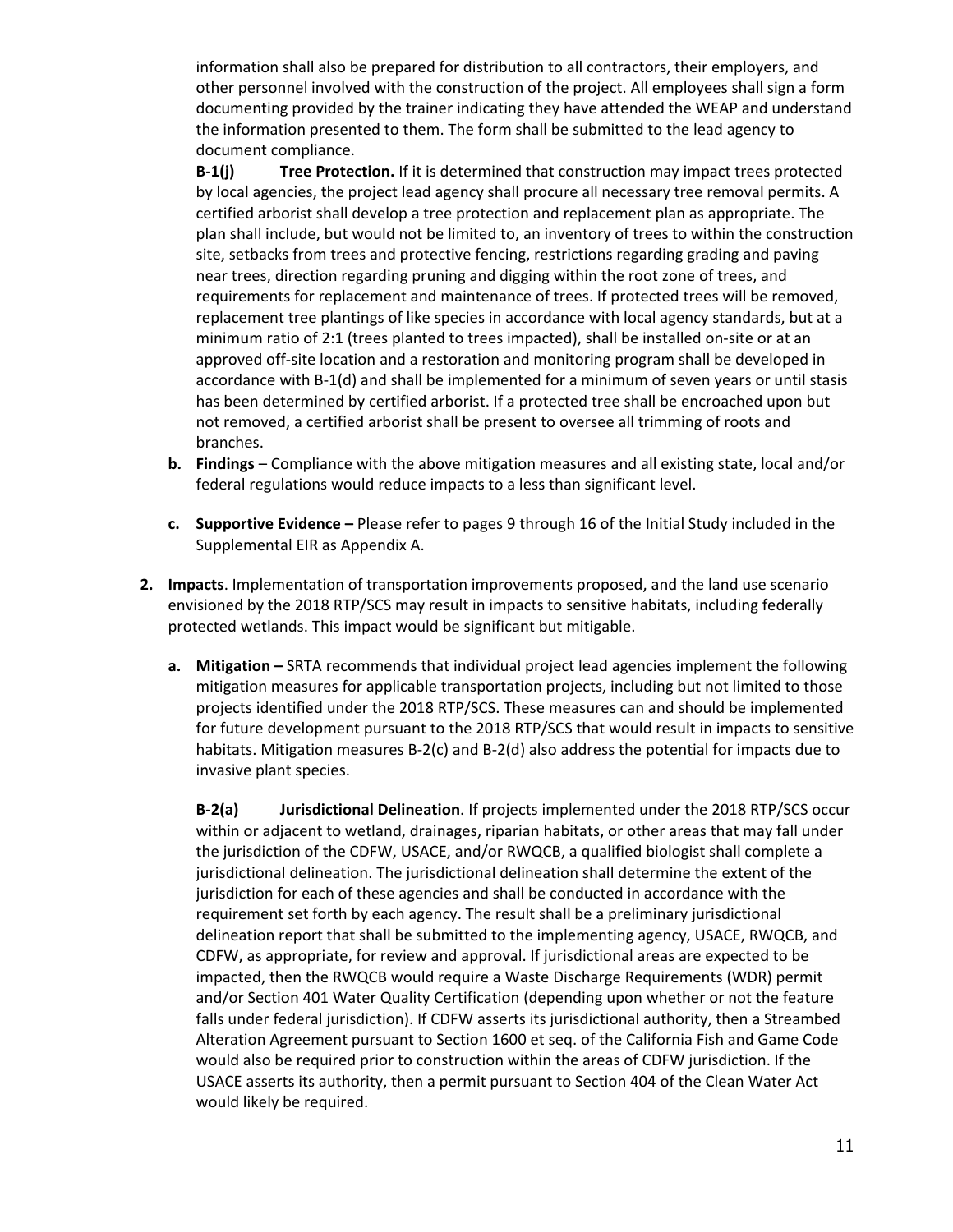information shall also be prepared for distribution to all contractors, their employers, and other personnel involved with the construction of the project. All employees shall sign a form documenting provided by the trainer indicating they have attended the WEAP and understand the information presented to them. The form shall be submitted to the lead agency to document compliance.

**B-1(j)** **Tree Protection.** If it is determined that construction may impact trees protected by local agencies, the project lead agency shall procure all necessary tree removal permits. A certified arborist shall develop a tree protection and replacement plan as appropriate. The plan shall include, but would not be limited to, an inventory of trees to within the construction site, setbacks from trees and protective fencing, restrictions regarding grading and paving near trees, direction regarding pruning and digging within the root zone of trees, and requirements for replacement and maintenance of trees. If protected trees will be removed, replacement tree plantings of like species in accordance with local agency standards, but at a minimum ratio of 2:1 (trees planted to trees impacted), shall be installed on-site or at an approved off-site location and a restoration and monitoring program shall be developed in accordance with B-1(d) and shall be implemented for a minimum of seven years or until stasis has been determined by certified arborist. If a protected tree shall be encroached upon but not removed, a certified arborist shall be present to oversee all trimming of roots and branches.

- **b.** **Findings** – Compliance with the above mitigation measures and all existing state, local and/or federal regulations would reduce impacts to a less than significant level.

- **c.** **Supportive Evidence –** Please refer to pages 9 through 16 of the Initial Study included in the Supplemental EIR as Appendix A.

**2.** **Impacts**. Implementation of transportation improvements proposed, and the land use scenario envisioned by the 2018 RTP/SCS may result in impacts to sensitive habitats, including federally protected wetlands. This impact would be significant but mitigable.

- **a.** **Mitigation –** SRTA recommends that individual project lead agencies implement the following mitigation measures for applicable transportation projects, including but not limited to those projects identified under the 2018 RTP/SCS. These measures can and should be implemented for future development pursuant to the 2018 RTP/SCS that would result in impacts to sensitive habitats. Mitigation measures B-2(c) and B-2(d) also address the potential for impacts due to invasive plant species.

  **B-2(a)** **Jurisdictional Delineation**. If projects implemented under the 2018 RTP/SCS occur within or adjacent to wetland, drainages, riparian habitats, or other areas that may fall under the jurisdiction of the CDFW, USACE, and/or RWQCB, a qualified biologist shall complete a jurisdictional delineation. The jurisdictional delineation shall determine the extent of the jurisdiction for each of these agencies and shall be conducted in accordance with the requirement set forth by each agency. The result shall be a preliminary jurisdictional delineation report that shall be submitted to the implementing agency, USACE, RWQCB, and CDFW, as appropriate, for review and approval. If jurisdictional areas are expected to be impacted, then the RWQCB would require a Waste Discharge Requirements (WDR) permit and/or Section 401 Water Quality Certification (depending upon whether or not the feature falls under federal jurisdiction). If CDFW asserts its jurisdictional authority, then a Streambed Alteration Agreement pursuant to Section 1600 et seq. of the California Fish and Game Code would also be required prior to construction within the areas of CDFW jurisdiction. If the USACE asserts its authority, then a permit pursuant to Section 404 of the Clean Water Act would likely be required.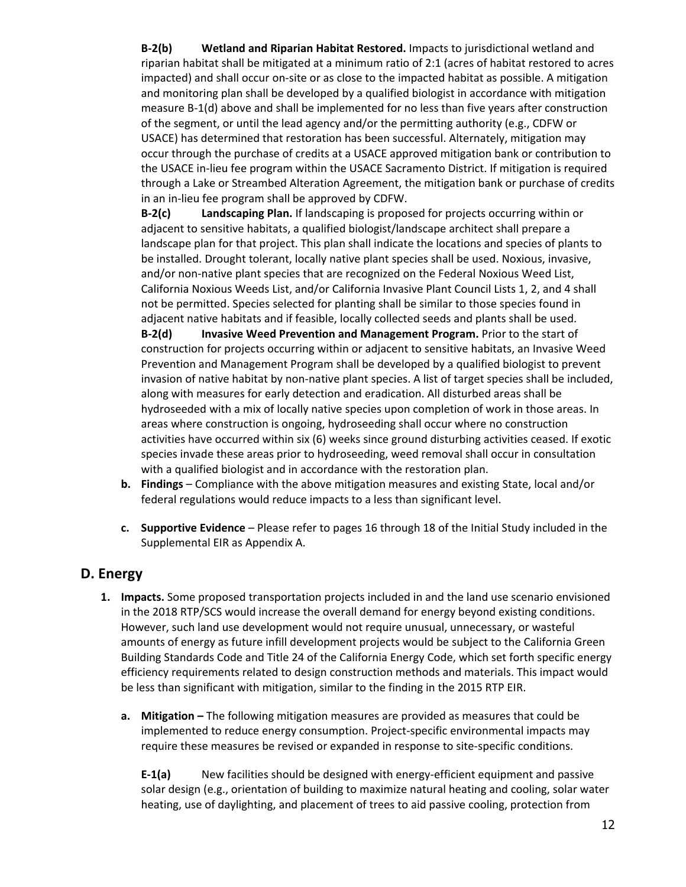**B-2(b) Wetland and Riparian Habitat Restored.** Impacts to jurisdictional wetland and riparian habitat shall be mitigated at a minimum ratio of 2:1 (acres of habitat restored to acres impacted) and shall occur on-site or as close to the impacted habitat as possible. A mitigation and monitoring plan shall be developed by a qualified biologist in accordance with mitigation measure B-1(d) above and shall be implemented for no less than five years after construction of the segment, or until the lead agency and/or the permitting authority (e.g., CDFW or USACE) has determined that restoration has been successful. Alternately, mitigation may occur through the purchase of credits at a USACE approved mitigation bank or contribution to the USACE in-lieu fee program within the USACE Sacramento District. If mitigation is required through a Lake or Streambed Alteration Agreement, the mitigation bank or purchase of credits in an in-lieu fee program shall be approved by CDFW.

**B-2(c) Landscaping Plan.** If landscaping is proposed for projects occurring within or adjacent to sensitive habitats, a qualified biologist/landscape architect shall prepare a landscape plan for that project. This plan shall indicate the locations and species of plants to be installed. Drought tolerant, locally native plant species shall be used. Noxious, invasive, and/or non-native plant species that are recognized on the Federal Noxious Weed List, California Noxious Weeds List, and/or California Invasive Plant Council Lists 1, 2, and 4 shall not be permitted. Species selected for planting shall be similar to those species found in adjacent native habitats and if feasible, locally collected seeds and plants shall be used.

**B-2(d) Invasive Weed Prevention and Management Program.** Prior to the start of construction for projects occurring within or adjacent to sensitive habitats, an Invasive Weed Prevention and Management Program shall be developed by a qualified biologist to prevent invasion of native habitat by non-native plant species. A list of target species shall be included, along with measures for early detection and eradication. All disturbed areas shall be hydroseeded with a mix of locally native species upon completion of work in those areas. In areas where construction is ongoing, hydroseeding shall occur where no construction activities have occurred within six (6) weeks since ground disturbing activities ceased. If exotic species invade these areas prior to hydroseeding, weed removal shall occur in consultation with a qualified biologist and in accordance with the restoration plan.

**b. Findings** – Compliance with the above mitigation measures and existing State, local and/or federal regulations would reduce impacts to a less than significant level.

**c. Supportive Evidence** – Please refer to pages 16 through 18 of the Initial Study included in the Supplemental EIR as Appendix A.

## D. Energy

1. **Impacts.** Some proposed transportation projects included in and the land use scenario envisioned in the 2018 RTP/SCS would increase the overall demand for energy beyond existing conditions. However, such land use development would not require unusual, unnecessary, or wasteful amounts of energy as future infill development projects would be subject to the California Green Building Standards Code and Title 24 of the California Energy Code, which set forth specific energy efficiency requirements related to design construction methods and materials. This impact would be less than significant with mitigation, similar to the finding in the 2015 RTP EIR.

   **a. Mitigation –** The following mitigation measures are provided as measures that could be implemented to reduce energy consumption. Project-specific environmental impacts may require these measures be revised or expanded in response to site-specific conditions.

   **E-1(a)** New facilities should be designed with energy-efficient equipment and passive solar design (e.g., orientation of building to maximize natural heating and cooling, solar water heating, use of daylighting, and placement of trees to aid passive cooling, protection from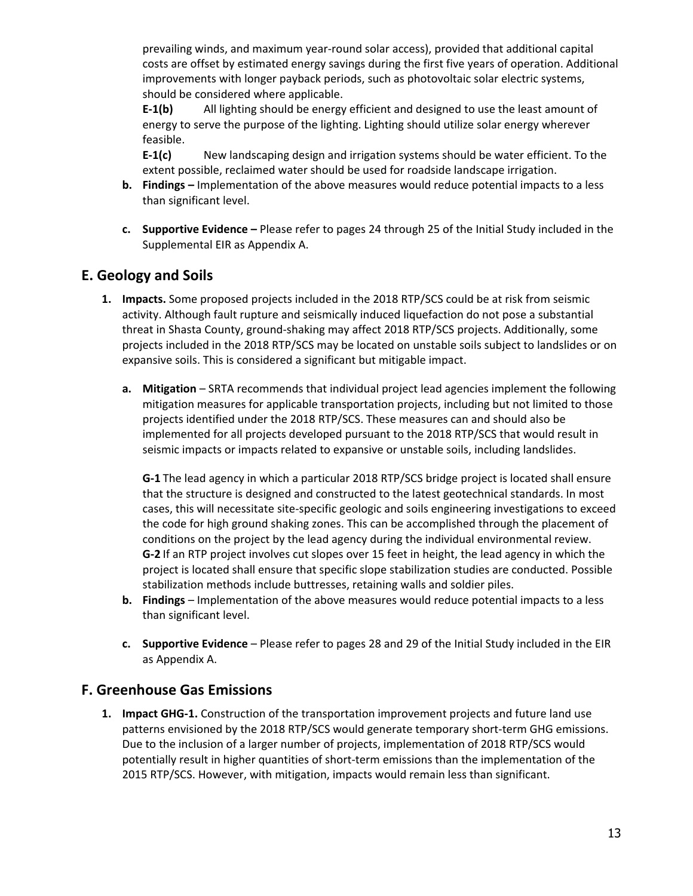prevailing winds, and maximum year-round solar access), provided that additional capital costs are offset by estimated energy savings during the first five years of operation. Additional improvements with longer payback periods, such as photovoltaic solar electric systems, should be considered where applicable.

**E-1(b)** All lighting should be energy efficient and designed to use the least amount of energy to serve the purpose of the lighting. Lighting should utilize solar energy wherever feasible.

**E-1(c)** New landscaping design and irrigation systems should be water efficient. To the extent possible, reclaimed water should be used for roadside landscape irrigation.

b. **Findings –** Implementation of the above measures would reduce potential impacts to a less than significant level.

c. **Supportive Evidence –** Please refer to pages 24 through 25 of the Initial Study included in the Supplemental EIR as Appendix A.

## E. Geology and Soils

1. **Impacts.** Some proposed projects included in the 2018 RTP/SCS could be at risk from seismic activity. Although fault rupture and seismically induced liquefaction do not pose a substantial threat in Shasta County, ground-shaking may affect 2018 RTP/SCS projects. Additionally, some projects included in the 2018 RTP/SCS may be located on unstable soils subject to landslides or on expansive soils. This is considered a significant but mitigable impact.

   a. **Mitigation** – SRTA recommends that individual project lead agencies implement the following mitigation measures for applicable transportation projects, including but not limited to those projects identified under the 2018 RTP/SCS. These measures can and should also be implemented for all projects developed pursuant to the 2018 RTP/SCS that would result in seismic impacts or impacts related to expansive or unstable soils, including landslides.

   **G-1** The lead agency in which a particular 2018 RTP/SCS bridge project is located shall ensure that the structure is designed and constructed to the latest geotechnical standards. In most cases, this will necessitate site-specific geologic and soils engineering investigations to exceed the code for high ground shaking zones. This can be accomplished through the placement of conditions on the project by the lead agency during the individual environmental review.

   **G-2** If an RTP project involves cut slopes over 15 feet in height, the lead agency in which the project is located shall ensure that specific slope stabilization studies are conducted. Possible stabilization methods include buttresses, retaining walls and soldier piles.

   b. **Findings** – Implementation of the above measures would reduce potential impacts to a less than significant level.

   c. **Supportive Evidence** – Please refer to pages 28 and 29 of the Initial Study included in the EIR as Appendix A.

## F. Greenhouse Gas Emissions

1. **Impact GHG-1.** Construction of the transportation improvement projects and future land use patterns envisioned by the 2018 RTP/SCS would generate temporary short-term GHG emissions. Due to the inclusion of a larger number of projects, implementation of 2018 RTP/SCS would potentially result in higher quantities of short-term emissions than the implementation of the 2015 RTP/SCS. However, with mitigation, impacts would remain less than significant.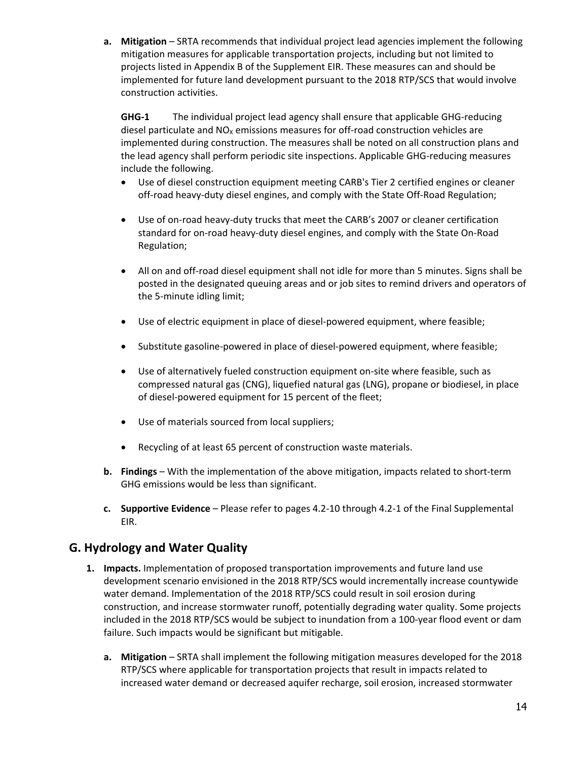**a. Mitigation** – SRTA recommends that individual project lead agencies implement the following mitigation measures for applicable transportation projects, including but not limited to projects listed in Appendix B of the Supplement EIR. These measures can and should be implemented for future land development pursuant to the 2018 RTP/SCS that would involve construction activities.

**GHG-1** The individual project lead agency shall ensure that applicable GHG-reducing diesel particulate and $NO_X$ emissions measures for off-road construction vehicles are implemented during construction. The measures shall be noted on all construction plans and the lead agency shall perform periodic site inspections. Applicable GHG-reducing measures include the following.

- Use of diesel construction equipment meeting CARB's Tier 2 certified engines or cleaner off-road heavy-duty diesel engines, and comply with the State Off-Road Regulation;
- Use of on-road heavy-duty trucks that meet the CARB's 2007 or cleaner certification standard for on-road heavy-duty diesel engines, and comply with the State On-Road Regulation;
- All on and off-road diesel equipment shall not idle for more than 5 minutes. Signs shall be posted in the designated queuing areas and or job sites to remind drivers and operators of the 5-minute idling limit;
- Use of electric equipment in place of diesel-powered equipment, where feasible;
- Substitute gasoline-powered in place of diesel-powered equipment, where feasible;
- Use of alternatively fueled construction equipment on-site where feasible, such as compressed natural gas (CNG), liquefied natural gas (LNG), propane or biodiesel, in place of diesel-powered equipment for 15 percent of the fleet;
- Use of materials sourced from local suppliers;
- Recycling of at least 65 percent of construction waste materials.

**b. Findings** – With the implementation of the above mitigation, impacts related to short-term GHG emissions would be less than significant.

**c. Supportive Evidence** – Please refer to pages 4.2-10 through 4.2-1 of the Final Supplemental EIR.

## G. Hydrology and Water Quality

1. **Impacts.** Implementation of proposed transportation improvements and future land use development scenario envisioned in the 2018 RTP/SCS would incrementally increase countywide water demand. Implementation of the 2018 RTP/SCS could result in soil erosion during construction, and increase stormwater runoff, potentially degrading water quality. Some projects included in the 2018 RTP/SCS would be subject to inundation from a 100-year flood event or dam failure. Such impacts would be significant but mitigable.

   **a. Mitigation** – SRTA shall implement the following mitigation measures developed for the 2018 RTP/SCS where applicable for transportation projects that result in impacts related to increased water demand or decreased aquifer recharge, soil erosion, increased stormwater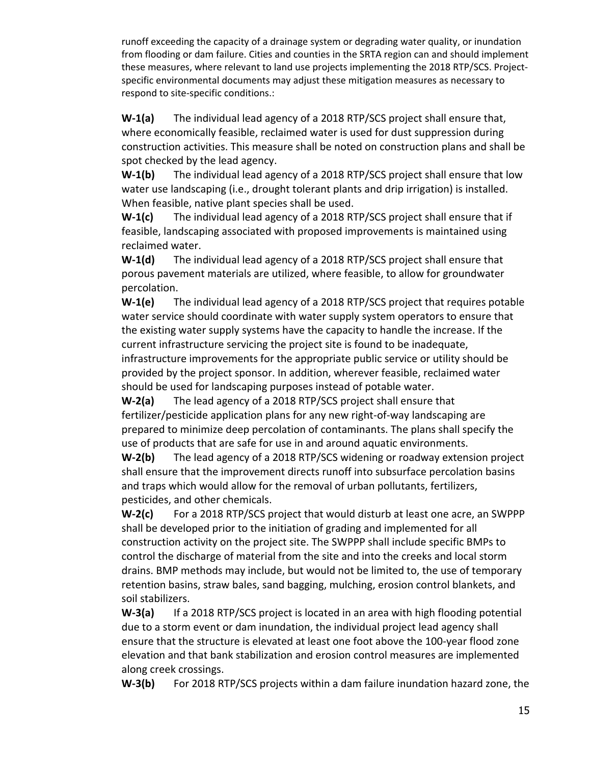runoff exceeding the capacity of a drainage system or degrading water quality, or inundation from flooding or dam failure. Cities and counties in the SRTA region can and should implement these measures, where relevant to land use projects implementing the 2018 RTP/SCS. Project-specific environmental documents may adjust these mitigation measures as necessary to respond to site-specific conditions.:

**W-1(a)** The individual lead agency of a 2018 RTP/SCS project shall ensure that, where economically feasible, reclaimed water is used for dust suppression during construction activities. This measure shall be noted on construction plans and shall be spot checked by the lead agency.

**W-1(b)** The individual lead agency of a 2018 RTP/SCS project shall ensure that low water use landscaping (i.e., drought tolerant plants and drip irrigation) is installed. When feasible, native plant species shall be used.

**W-1(c)** The individual lead agency of a 2018 RTP/SCS project shall ensure that if feasible, landscaping associated with proposed improvements is maintained using reclaimed water.

**W-1(d)** The individual lead agency of a 2018 RTP/SCS project shall ensure that porous pavement materials are utilized, where feasible, to allow for groundwater percolation.

**W-1(e)** The individual lead agency of a 2018 RTP/SCS project that requires potable water service should coordinate with water supply system operators to ensure that the existing water supply systems have the capacity to handle the increase. If the current infrastructure servicing the project site is found to be inadequate, infrastructure improvements for the appropriate public service or utility should be provided by the project sponsor. In addition, wherever feasible, reclaimed water should be used for landscaping purposes instead of potable water.

**W-2(a)** The lead agency of a 2018 RTP/SCS project shall ensure that fertilizer/pesticide application plans for any new right-of-way landscaping are prepared to minimize deep percolation of contaminants. The plans shall specify the use of products that are safe for use in and around aquatic environments.

**W-2(b)** The lead agency of a 2018 RTP/SCS widening or roadway extension project shall ensure that the improvement directs runoff into subsurface percolation basins and traps which would allow for the removal of urban pollutants, fertilizers, pesticides, and other chemicals.

**W-2(c)** For a 2018 RTP/SCS project that would disturb at least one acre, an SWPPP shall be developed prior to the initiation of grading and implemented for all construction activity on the project site. The SWPPP shall include specific BMPs to control the discharge of material from the site and into the creeks and local storm drains. BMP methods may include, but would not be limited to, the use of temporary retention basins, straw bales, sand bagging, mulching, erosion control blankets, and soil stabilizers.

**W-3(a)** If a 2018 RTP/SCS project is located in an area with high flooding potential due to a storm event or dam inundation, the individual project lead agency shall ensure that the structure is elevated at least one foot above the 100-year flood zone elevation and that bank stabilization and erosion control measures are implemented along creek crossings.

**W-3(b)** For 2018 RTP/SCS projects within a dam failure inundation hazard zone, the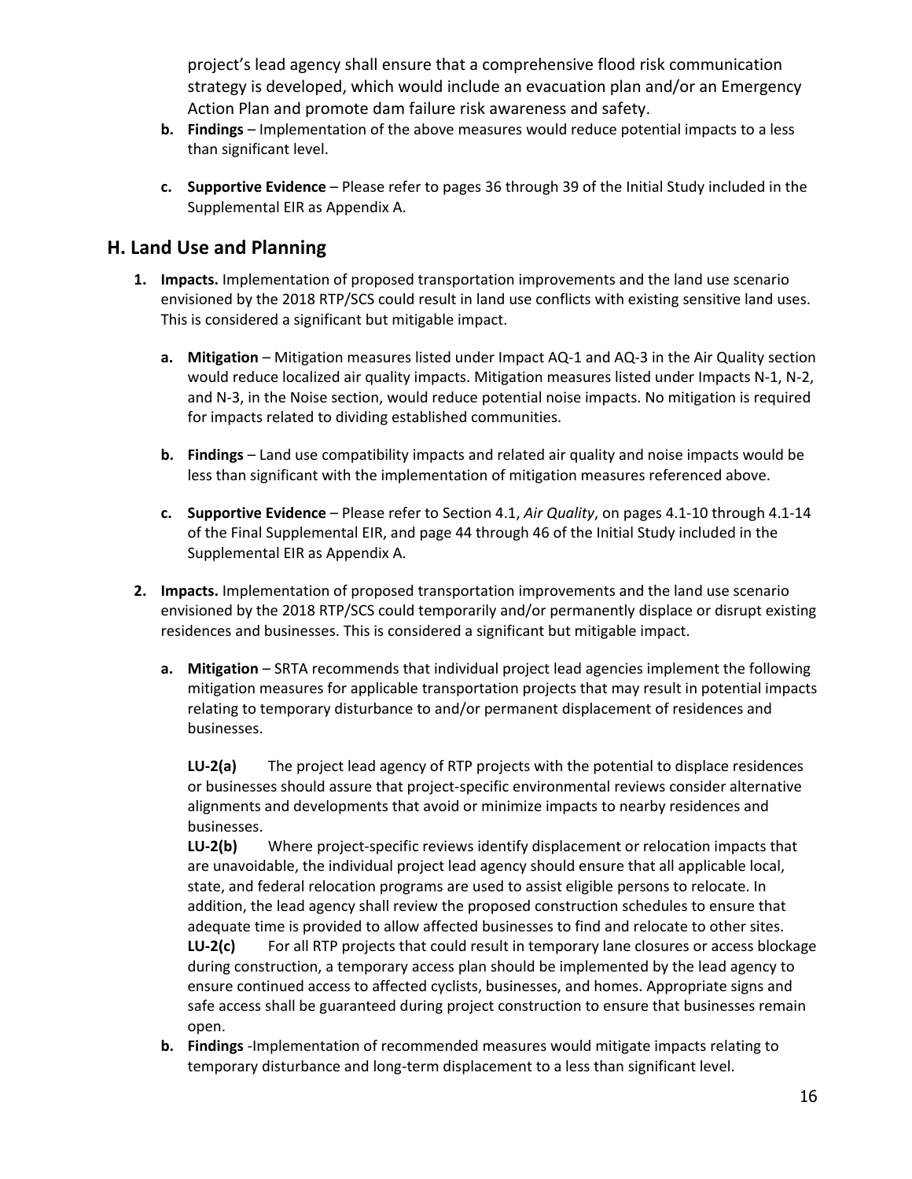project's lead agency shall ensure that a comprehensive flood risk communication strategy is developed, which would include an evacuation plan and/or an Emergency Action Plan and promote dam failure risk awareness and safety.

**b. Findings** – Implementation of the above measures would reduce potential impacts to a less than significant level.

**c. Supportive Evidence** – Please refer to pages 36 through 39 of the Initial Study included in the Supplemental EIR as Appendix A.

## H. Land Use and Planning

1. **Impacts.** Implementation of proposed transportation improvements and the land use scenario envisioned by the 2018 RTP/SCS could result in land use conflicts with existing sensitive land uses. This is considered a significant but mitigable impact.

   **a. Mitigation** – Mitigation measures listed under Impact AQ-1 and AQ-3 in the Air Quality section would reduce localized air quality impacts. Mitigation measures listed under Impacts N-1, N-2, and N-3, in the Noise section, would reduce potential noise impacts. No mitigation is required for impacts related to dividing established communities.

   **b. Findings** – Land use compatibility impacts and related air quality and noise impacts would be less than significant with the implementation of mitigation measures referenced above.

   **c. Supportive Evidence** – Please refer to Section 4.1, *Air Quality*, on pages 4.1-10 through 4.1-14 of the Final Supplemental EIR, and page 44 through 46 of the Initial Study included in the Supplemental EIR as Appendix A.

2. **Impacts.** Implementation of proposed transportation improvements and the land use scenario envisioned by the 2018 RTP/SCS could temporarily and/or permanently displace or disrupt existing residences and businesses. This is considered a significant but mitigable impact.

   **a. Mitigation** – SRTA recommends that individual project lead agencies implement the following mitigation measures for applicable transportation projects that may result in potential impacts relating to temporary disturbance to and/or permanent displacement of residences and businesses.

   **LU-2(a)** The project lead agency of RTP projects with the potential to displace residences or businesses should assure that project-specific environmental reviews consider alternative alignments and developments that avoid or minimize impacts to nearby residences and businesses.

   **LU-2(b)** Where project-specific reviews identify displacement or relocation impacts that are unavoidable, the individual project lead agency should ensure that all applicable local, state, and federal relocation programs are used to assist eligible persons to relocate. In addition, the lead agency shall review the proposed construction schedules to ensure that adequate time is provided to allow affected businesses to find and relocate to other sites.

   **LU-2(c)** For all RTP projects that could result in temporary lane closures or access blockage during construction, a temporary access plan should be implemented by the lead agency to ensure continued access to affected cyclists, businesses, and homes. Appropriate signs and safe access shall be guaranteed during project construction to ensure that businesses remain open.

   **b. Findings** -Implementation of recommended measures would mitigate impacts relating to temporary disturbance and long-term displacement to a less than significant level.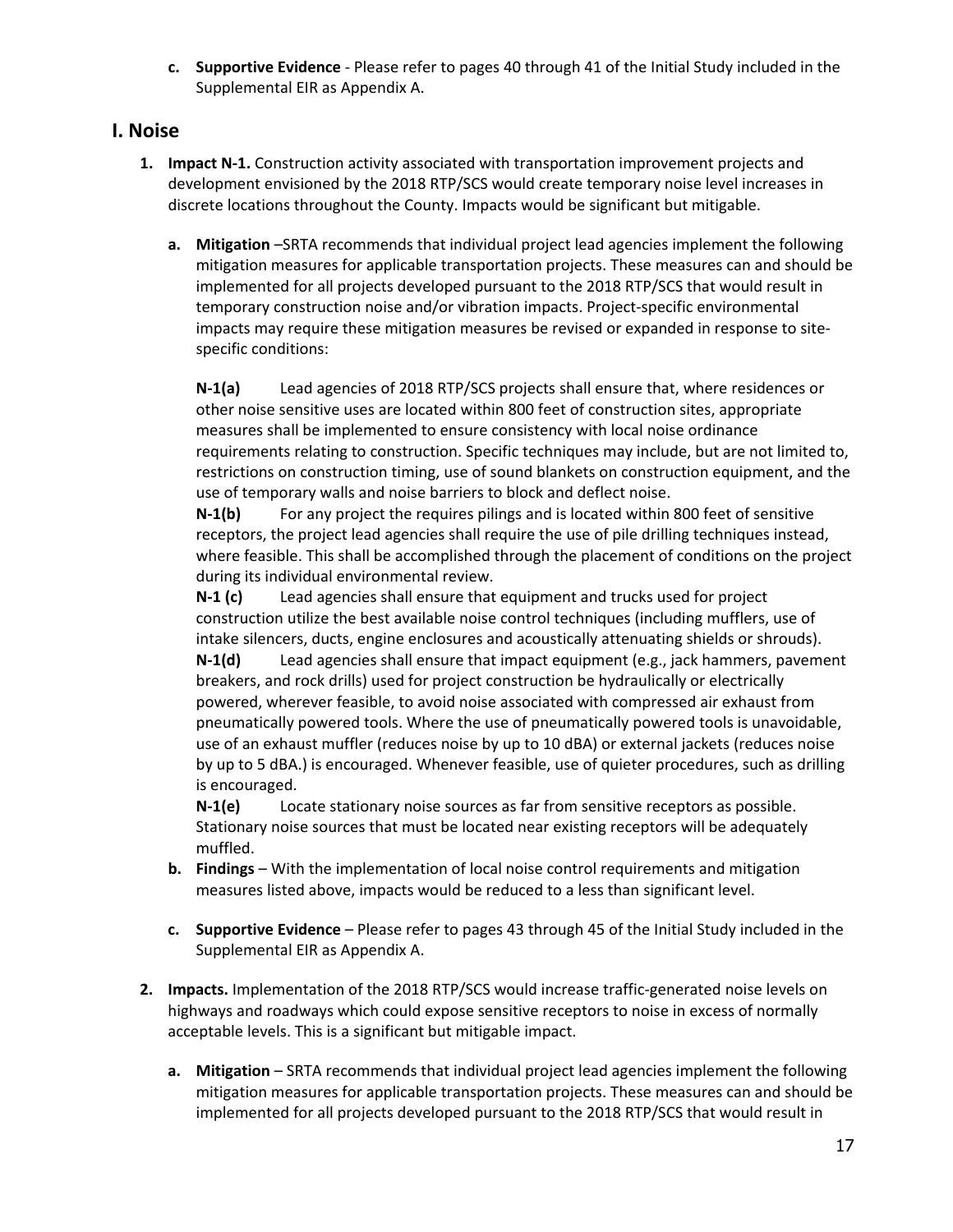c. **Supportive Evidence** - Please refer to pages 40 through 41 of the Initial Study included in the Supplemental EIR as Appendix A.

## I. Noise

1. **Impact N-1.** Construction activity associated with transportation improvement projects and development envisioned by the 2018 RTP/SCS would create temporary noise level increases in discrete locations throughout the County. Impacts would be significant but mitigable.

   a. **Mitigation** –SRTA recommends that individual project lead agencies implement the following mitigation measures for applicable transportation projects. These measures can and should be implemented for all projects developed pursuant to the 2018 RTP/SCS that would result in temporary construction noise and/or vibration impacts. Project-specific environmental impacts may require these mitigation measures be revised or expanded in response to site-specific conditions:

      **N-1(a)** Lead agencies of 2018 RTP/SCS projects shall ensure that, where residences or other noise sensitive uses are located within 800 feet of construction sites, appropriate measures shall be implemented to ensure consistency with local noise ordinance requirements relating to construction. Specific techniques may include, but are not limited to, restrictions on construction timing, use of sound blankets on construction equipment, and the use of temporary walls and noise barriers to block and deflect noise.

      **N-1(b)** For any project the requires pilings and is located within 800 feet of sensitive receptors, the project lead agencies shall require the use of pile drilling techniques instead, where feasible. This shall be accomplished through the placement of conditions on the project during its individual environmental review.

      **N-1 (c)** Lead agencies shall ensure that equipment and trucks used for project construction utilize the best available noise control techniques (including mufflers, use of intake silencers, ducts, engine enclosures and acoustically attenuating shields or shrouds).

      **N-1(d)** Lead agencies shall ensure that impact equipment (e.g., jack hammers, pavement breakers, and rock drills) used for project construction be hydraulically or electrically powered, wherever feasible, to avoid noise associated with compressed air exhaust from pneumatically powered tools. Where the use of pneumatically powered tools is unavoidable, use of an exhaust muffler (reduces noise by up to 10 dBA) or external jackets (reduces noise by up to 5 dBA.) is encouraged. Whenever feasible, use of quieter procedures, such as drilling is encouraged.

      **N-1(e)** Locate stationary noise sources as far from sensitive receptors as possible. Stationary noise sources that must be located near existing receptors will be adequately muffled.

   b. **Findings** – With the implementation of local noise control requirements and mitigation measures listed above, impacts would be reduced to a less than significant level.

   c. **Supportive Evidence** – Please refer to pages 43 through 45 of the Initial Study included in the Supplemental EIR as Appendix A.

2. **Impacts.** Implementation of the 2018 RTP/SCS would increase traffic-generated noise levels on highways and roadways which could expose sensitive receptors to noise in excess of normally acceptable levels. This is a significant but mitigable impact.

   a. **Mitigation** – SRTA recommends that individual project lead agencies implement the following mitigation measures for applicable transportation projects. These measures can and should be implemented for all projects developed pursuant to the 2018 RTP/SCS that would result in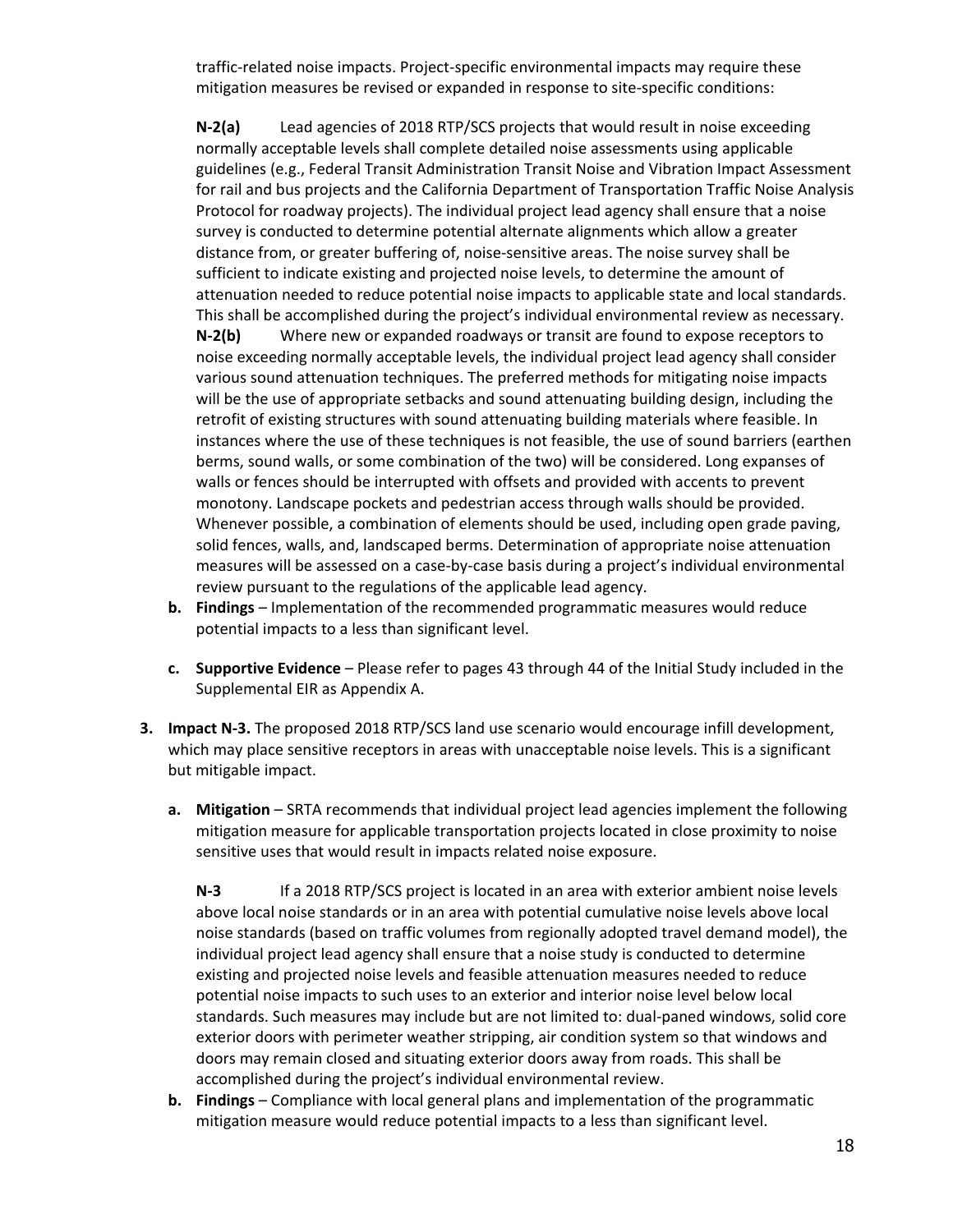traffic-related noise impacts. Project-specific environmental impacts may require these mitigation measures be revised or expanded in response to site-specific conditions:

**N-2(a)** Lead agencies of 2018 RTP/SCS projects that would result in noise exceeding normally acceptable levels shall complete detailed noise assessments using applicable guidelines (e.g., Federal Transit Administration Transit Noise and Vibration Impact Assessment for rail and bus projects and the California Department of Transportation Traffic Noise Analysis Protocol for roadway projects). The individual project lead agency shall ensure that a noise survey is conducted to determine potential alternate alignments which allow a greater distance from, or greater buffering of, noise-sensitive areas. The noise survey shall be sufficient to indicate existing and projected noise levels, to determine the amount of attenuation needed to reduce potential noise impacts to applicable state and local standards. This shall be accomplished during the project's individual environmental review as necessary.

**N-2(b)** Where new or expanded roadways or transit are found to expose receptors to noise exceeding normally acceptable levels, the individual project lead agency shall consider various sound attenuation techniques. The preferred methods for mitigating noise impacts will be the use of appropriate setbacks and sound attenuating building design, including the retrofit of existing structures with sound attenuating building materials where feasible. In instances where the use of these techniques is not feasible, the use of sound barriers (earthen berms, sound walls, or some combination of the two) will be considered. Long expanses of walls or fences should be interrupted with offsets and provided with accents to prevent monotony. Landscape pockets and pedestrian access through walls should be provided. Whenever possible, a combination of elements should be used, including open grade paving, solid fences, walls, and, landscaped berms. Determination of appropriate noise attenuation measures will be assessed on a case-by-case basis during a project's individual environmental review pursuant to the regulations of the applicable lead agency.

b. **Findings** – Implementation of the recommended programmatic measures would reduce potential impacts to a less than significant level.

c. **Supportive Evidence** – Please refer to pages 43 through 44 of the Initial Study included in the Supplemental EIR as Appendix A.

3. **Impact N-3.** The proposed 2018 RTP/SCS land use scenario would encourage infill development, which may place sensitive receptors in areas with unacceptable noise levels. This is a significant but mitigable impact.

   a. **Mitigation** – SRTA recommends that individual project lead agencies implement the following mitigation measure for applicable transportation projects located in close proximity to noise sensitive uses that would result in impacts related noise exposure.

   **N-3** If a 2018 RTP/SCS project is located in an area with exterior ambient noise levels above local noise standards or in an area with potential cumulative noise levels above local noise standards (based on traffic volumes from regionally adopted travel demand model), the individual project lead agency shall ensure that a noise study is conducted to determine existing and projected noise levels and feasible attenuation measures needed to reduce potential noise impacts to such uses to an exterior and interior noise level below local standards. Such measures may include but are not limited to: dual-paned windows, solid core exterior doors with perimeter weather stripping, air condition system so that windows and doors may remain closed and situating exterior doors away from roads. This shall be accomplished during the project's individual environmental review.

   b. **Findings** – Compliance with local general plans and implementation of the programmatic mitigation measure would reduce potential impacts to a less than significant level.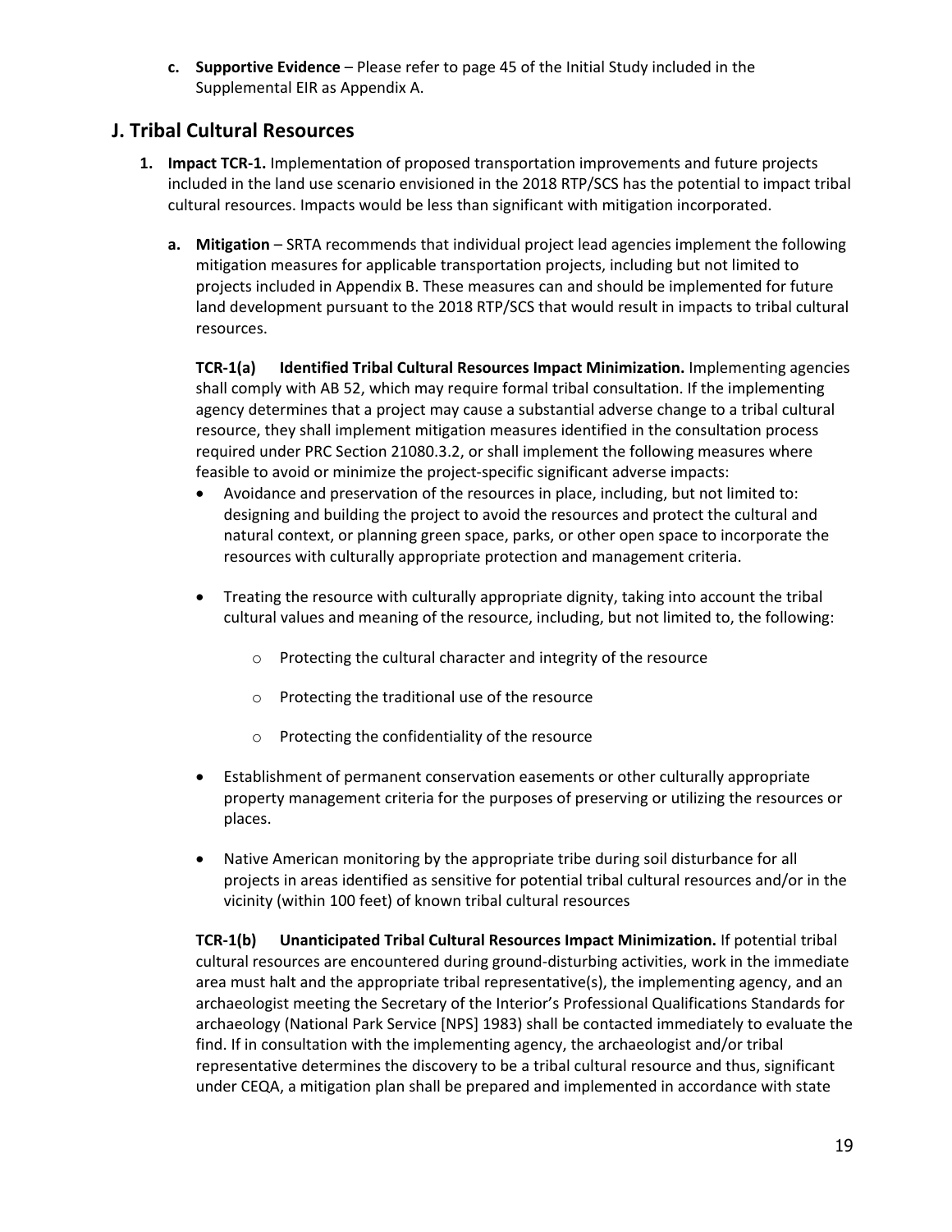c. **Supportive Evidence** – Please refer to page 45 of the Initial Study included in the Supplemental EIR as Appendix A.

## J. Tribal Cultural Resources

1. **Impact TCR-1.** Implementation of proposed transportation improvements and future projects included in the land use scenario envisioned in the 2018 RTP/SCS has the potential to impact tribal cultural resources. Impacts would be less than significant with mitigation incorporated.

   a. **Mitigation** – SRTA recommends that individual project lead agencies implement the following mitigation measures for applicable transportation projects, including but not limited to projects included in Appendix B. These measures can and should be implemented for future land development pursuant to the 2018 RTP/SCS that would result in impacts to tribal cultural resources.

   **TCR-1(a) Identified Tribal Cultural Resources Impact Minimization.** Implementing agencies shall comply with AB 52, which may require formal tribal consultation. If the implementing agency determines that a project may cause a substantial adverse change to a tribal cultural resource, they shall implement mitigation measures identified in the consultation process required under PRC Section 21080.3.2, or shall implement the following measures where feasible to avoid or minimize the project-specific significant adverse impacts:

   - Avoidance and preservation of the resources in place, including, but not limited to: designing and building the project to avoid the resources and protect the cultural and natural context, or planning green space, parks, or other open space to incorporate the resources with culturally appropriate protection and management criteria.
   - Treating the resource with culturally appropriate dignity, taking into account the tribal cultural values and meaning of the resource, including, but not limited to, the following:
     - Protecting the cultural character and integrity of the resource
     - Protecting the traditional use of the resource
     - Protecting the confidentiality of the resource
   - Establishment of permanent conservation easements or other culturally appropriate property management criteria for the purposes of preserving or utilizing the resources or places.
   - Native American monitoring by the appropriate tribe during soil disturbance for all projects in areas identified as sensitive for potential tribal cultural resources and/or in the vicinity (within 100 feet) of known tribal cultural resources

   **TCR-1(b) Unanticipated Tribal Cultural Resources Impact Minimization.** If potential tribal cultural resources are encountered during ground-disturbing activities, work in the immediate area must halt and the appropriate tribal representative(s), the implementing agency, and an archaeologist meeting the Secretary of the Interior's Professional Qualifications Standards for archaeology (National Park Service [NPS] 1983) shall be contacted immediately to evaluate the find. If in consultation with the implementing agency, the archaeologist and/or tribal representative determines the discovery to be a tribal cultural resource and thus, significant under CEQA, a mitigation plan shall be prepared and implemented in accordance with state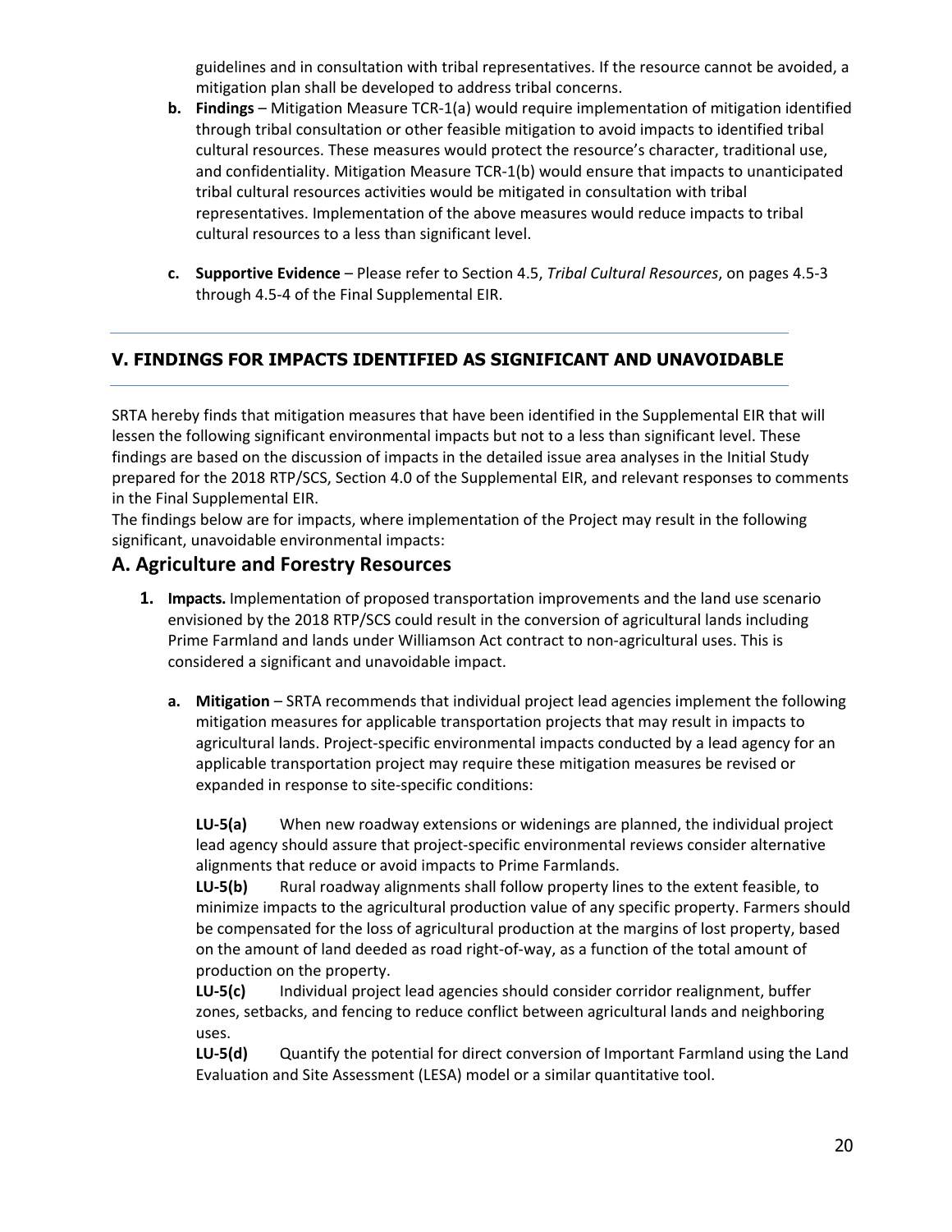guidelines and in consultation with tribal representatives. If the resource cannot be avoided, a mitigation plan shall be developed to address tribal concerns.

**b. Findings** – Mitigation Measure TCR-1(a) would require implementation of mitigation identified through tribal consultation or other feasible mitigation to avoid impacts to identified tribal cultural resources. These measures would protect the resource's character, traditional use, and confidentiality. Mitigation Measure TCR-1(b) would ensure that impacts to unanticipated tribal cultural resources activities would be mitigated in consultation with tribal representatives. Implementation of the above measures would reduce impacts to tribal cultural resources to a less than significant level.

**c. Supportive Evidence** – Please refer to Section 4.5, *Tribal Cultural Resources*, on pages 4.5-3 through 4.5-4 of the Final Supplemental EIR.

---

## V. FINDINGS FOR IMPACTS IDENTIFIED AS SIGNIFICANT AND UNAVOIDABLE

---

SRTA hereby finds that mitigation measures that have been identified in the Supplemental EIR that will lessen the following significant environmental impacts but not to a less than significant level. These findings are based on the discussion of impacts in the detailed issue area analyses in the Initial Study prepared for the 2018 RTP/SCS, Section 4.0 of the Supplemental EIR, and relevant responses to comments in the Final Supplemental EIR.

The findings below are for impacts, where implementation of the Project may result in the following significant, unavoidable environmental impacts:

## A. Agriculture and Forestry Resources

**1. Impacts.** Implementation of proposed transportation improvements and the land use scenario envisioned by the 2018 RTP/SCS could result in the conversion of agricultural lands including Prime Farmland and lands under Williamson Act contract to non-agricultural uses. This is considered a significant and unavoidable impact.

**a. Mitigation** – SRTA recommends that individual project lead agencies implement the following mitigation measures for applicable transportation projects that may result in impacts to agricultural lands. Project-specific environmental impacts conducted by a lead agency for an applicable transportation project may require these mitigation measures be revised or expanded in response to site-specific conditions:

**LU-5(a)** When new roadway extensions or widenings are planned, the individual project lead agency should assure that project-specific environmental reviews consider alternative alignments that reduce or avoid impacts to Prime Farmlands.

**LU-5(b)** Rural roadway alignments shall follow property lines to the extent feasible, to minimize impacts to the agricultural production value of any specific property. Farmers should be compensated for the loss of agricultural production at the margins of lost property, based on the amount of land deeded as road right-of-way, as a function of the total amount of production on the property.

**LU-5(c)** Individual project lead agencies should consider corridor realignment, buffer zones, setbacks, and fencing to reduce conflict between agricultural lands and neighboring uses.

**LU-5(d)** Quantify the potential for direct conversion of Important Farmland using the Land Evaluation and Site Assessment (LESA) model or a similar quantitative tool.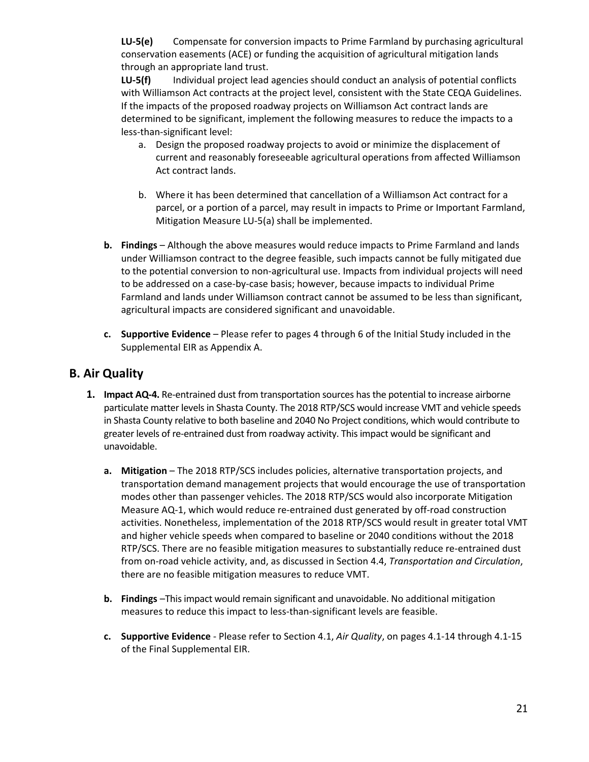**LU-5(e)** Compensate for conversion impacts to Prime Farmland by purchasing agricultural conservation easements (ACE) or funding the acquisition of agricultural mitigation lands through an appropriate land trust.

**LU-5(f)** Individual project lead agencies should conduct an analysis of potential conflicts with Williamson Act contracts at the project level, consistent with the State CEQA Guidelines. If the impacts of the proposed roadway projects on Williamson Act contract lands are determined to be significant, implement the following measures to reduce the impacts to a less-than-significant level:

a. Design the proposed roadway projects to avoid or minimize the displacement of current and reasonably foreseeable agricultural operations from affected Williamson Act contract lands.

b. Where it has been determined that cancellation of a Williamson Act contract for a parcel, or a portion of a parcel, may result in impacts to Prime or Important Farmland, Mitigation Measure LU-5(a) shall be implemented.

**b. Findings** – Although the above measures would reduce impacts to Prime Farmland and lands under Williamson contract to the degree feasible, such impacts cannot be fully mitigated due to the potential conversion to non-agricultural use. Impacts from individual projects will need to be addressed on a case-by-case basis; however, because impacts to individual Prime Farmland and lands under Williamson contract cannot be assumed to be less than significant, agricultural impacts are considered significant and unavoidable.

**c. Supportive Evidence** – Please refer to pages 4 through 6 of the Initial Study included in the Supplemental EIR as Appendix A.

## B. Air Quality

1. **Impact AQ-4.** Re-entrained dust from transportation sources has the potential to increase airborne particulate matter levels in Shasta County. The 2018 RTP/SCS would increase VMT and vehicle speeds in Shasta County relative to both baseline and 2040 No Project conditions, which would contribute to greater levels of re-entrained dust from roadway activity. This impact would be significant and unavoidable.

   **a. Mitigation** – The 2018 RTP/SCS includes policies, alternative transportation projects, and transportation demand management projects that would encourage the use of transportation modes other than passenger vehicles. The 2018 RTP/SCS would also incorporate Mitigation Measure AQ-1, which would reduce re-entrained dust generated by off-road construction activities. Nonetheless, implementation of the 2018 RTP/SCS would result in greater total VMT and higher vehicle speeds when compared to baseline or 2040 conditions without the 2018 RTP/SCS. There are no feasible mitigation measures to substantially reduce re-entrained dust from on-road vehicle activity, and, as discussed in Section 4.4, *Transportation and Circulation*, there are no feasible mitigation measures to reduce VMT.

   **b. Findings** –This impact would remain significant and unavoidable. No additional mitigation measures to reduce this impact to less-than-significant levels are feasible.

   **c. Supportive Evidence** - Please refer to Section 4.1, *Air Quality*, on pages 4.1-14 through 4.1-15 of the Final Supplemental EIR.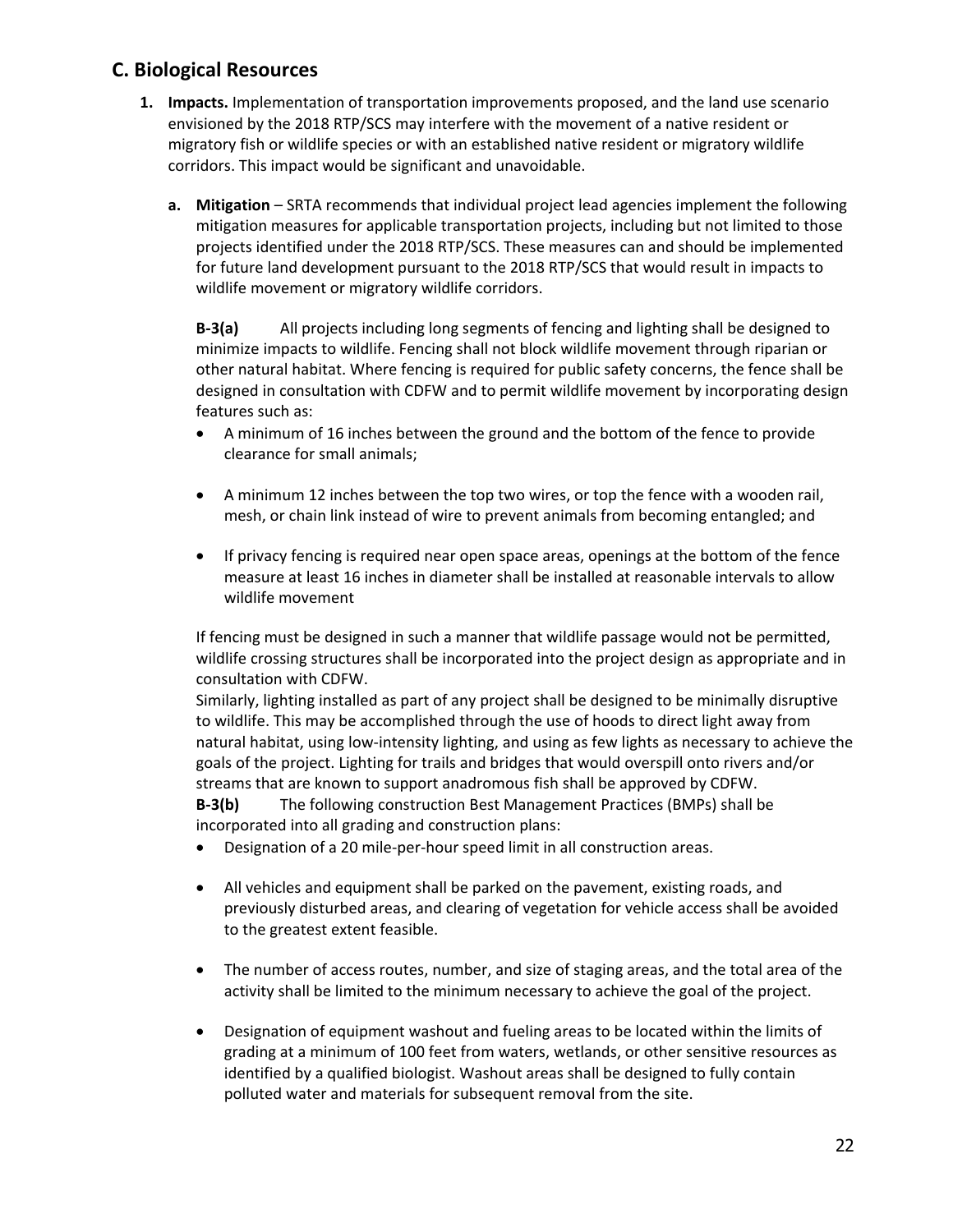## C. Biological Resources

1. **Impacts.** Implementation of transportation improvements proposed, and the land use scenario envisioned by the 2018 RTP/SCS may interfere with the movement of a native resident or migratory fish or wildlife species or with an established native resident or migratory wildlife corridors. This impact would be significant and unavoidable.

   a. **Mitigation** – SRTA recommends that individual project lead agencies implement the following mitigation measures for applicable transportation projects, including but not limited to those projects identified under the 2018 RTP/SCS. These measures can and should be implemented for future land development pursuant to the 2018 RTP/SCS that would result in impacts to wildlife movement or migratory wildlife corridors.

      **B-3(a)** All projects including long segments of fencing and lighting shall be designed to minimize impacts to wildlife. Fencing shall not block wildlife movement through riparian or other natural habitat. Where fencing is required for public safety concerns, the fence shall be designed in consultation with CDFW and to permit wildlife movement by incorporating design features such as:

      - A minimum of 16 inches between the ground and the bottom of the fence to provide clearance for small animals;
      - A minimum 12 inches between the top two wires, or top the fence with a wooden rail, mesh, or chain link instead of wire to prevent animals from becoming entangled; and
      - If privacy fencing is required near open space areas, openings at the bottom of the fence measure at least 16 inches in diameter shall be installed at reasonable intervals to allow wildlife movement

      If fencing must be designed in such a manner that wildlife passage would not be permitted, wildlife crossing structures shall be incorporated into the project design as appropriate and in consultation with CDFW.

      Similarly, lighting installed as part of any project shall be designed to be minimally disruptive to wildlife. This may be accomplished through the use of hoods to direct light away from natural habitat, using low-intensity lighting, and using as few lights as necessary to achieve the goals of the project. Lighting for trails and bridges that would overspill onto rivers and/or streams that are known to support anadromous fish shall be approved by CDFW.

      **B-3(b)** The following construction Best Management Practices (BMPs) shall be incorporated into all grading and construction plans:

      - Designation of a 20 mile-per-hour speed limit in all construction areas.
      - All vehicles and equipment shall be parked on the pavement, existing roads, and previously disturbed areas, and clearing of vegetation for vehicle access shall be avoided to the greatest extent feasible.
      - The number of access routes, number, and size of staging areas, and the total area of the activity shall be limited to the minimum necessary to achieve the goal of the project.
      - Designation of equipment washout and fueling areas to be located within the limits of grading at a minimum of 100 feet from waters, wetlands, or other sensitive resources as identified by a qualified biologist. Washout areas shall be designed to fully contain polluted water and materials for subsequent removal from the site.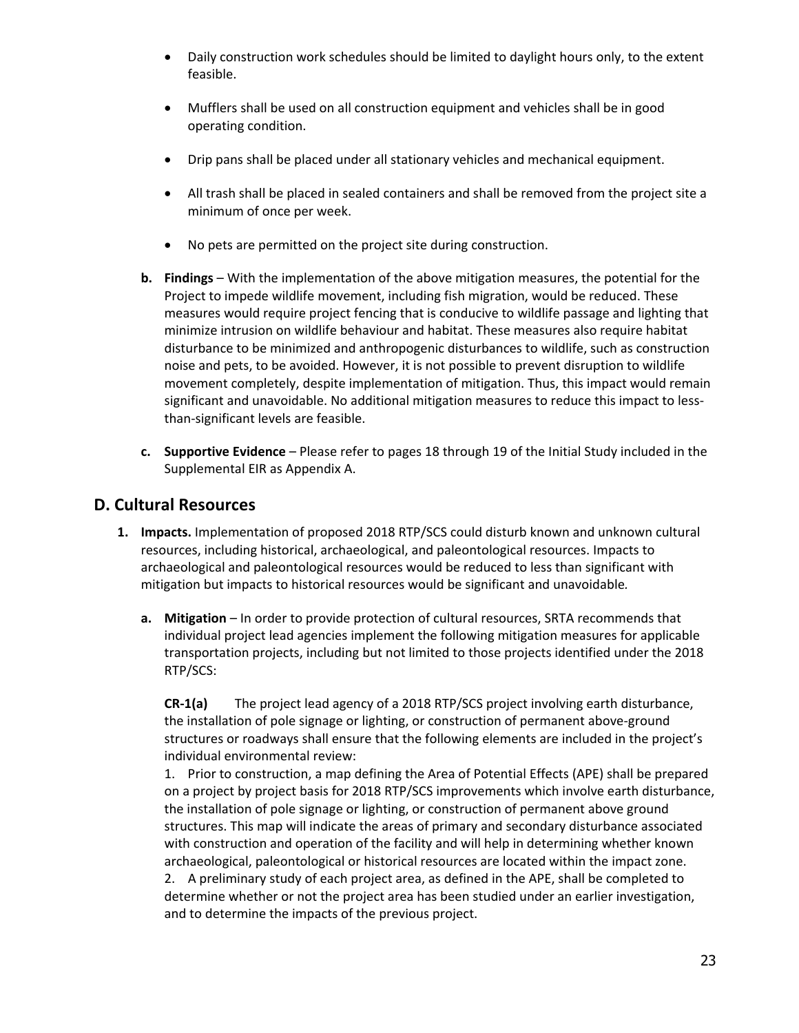- Daily construction work schedules should be limited to daylight hours only, to the extent feasible.
- Mufflers shall be used on all construction equipment and vehicles shall be in good operating condition.
- Drip pans shall be placed under all stationary vehicles and mechanical equipment.
- All trash shall be placed in sealed containers and shall be removed from the project site a minimum of once per week.
- No pets are permitted on the project site during construction.

**b. Findings** – With the implementation of the above mitigation measures, the potential for the Project to impede wildlife movement, including fish migration, would be reduced. These measures would require project fencing that is conducive to wildlife passage and lighting that minimize intrusion on wildlife behaviour and habitat. These measures also require habitat disturbance to be minimized and anthropogenic disturbances to wildlife, such as construction noise and pets, to be avoided. However, it is not possible to prevent disruption to wildlife movement completely, despite implementation of mitigation. Thus, this impact would remain significant and unavoidable. No additional mitigation measures to reduce this impact to less-than-significant levels are feasible.

**c. Supportive Evidence** – Please refer to pages 18 through 19 of the Initial Study included in the Supplemental EIR as Appendix A.

## D. Cultural Resources

**1. Impacts.** Implementation of proposed 2018 RTP/SCS could disturb known and unknown cultural resources, including historical, archaeological, and paleontological resources. Impacts to archaeological and paleontological resources would be reduced to less than significant with mitigation but impacts to historical resources would be significant and unavoidable*.*

**a. Mitigation** – In order to provide protection of cultural resources, SRTA recommends that individual project lead agencies implement the following mitigation measures for applicable transportation projects, including but not limited to those projects identified under the 2018 RTP/SCS:

**CR-1(a)** The project lead agency of a 2018 RTP/SCS project involving earth disturbance, the installation of pole signage or lighting, or construction of permanent above-ground structures or roadways shall ensure that the following elements are included in the project's individual environmental review:

1. Prior to construction, a map defining the Area of Potential Effects (APE) shall be prepared on a project by project basis for 2018 RTP/SCS improvements which involve earth disturbance, the installation of pole signage or lighting, or construction of permanent above ground structures. This map will indicate the areas of primary and secondary disturbance associated with construction and operation of the facility and will help in determining whether known archaeological, paleontological or historical resources are located within the impact zone.
2. A preliminary study of each project area, as defined in the APE, shall be completed to determine whether or not the project area has been studied under an earlier investigation, and to determine the impacts of the previous project.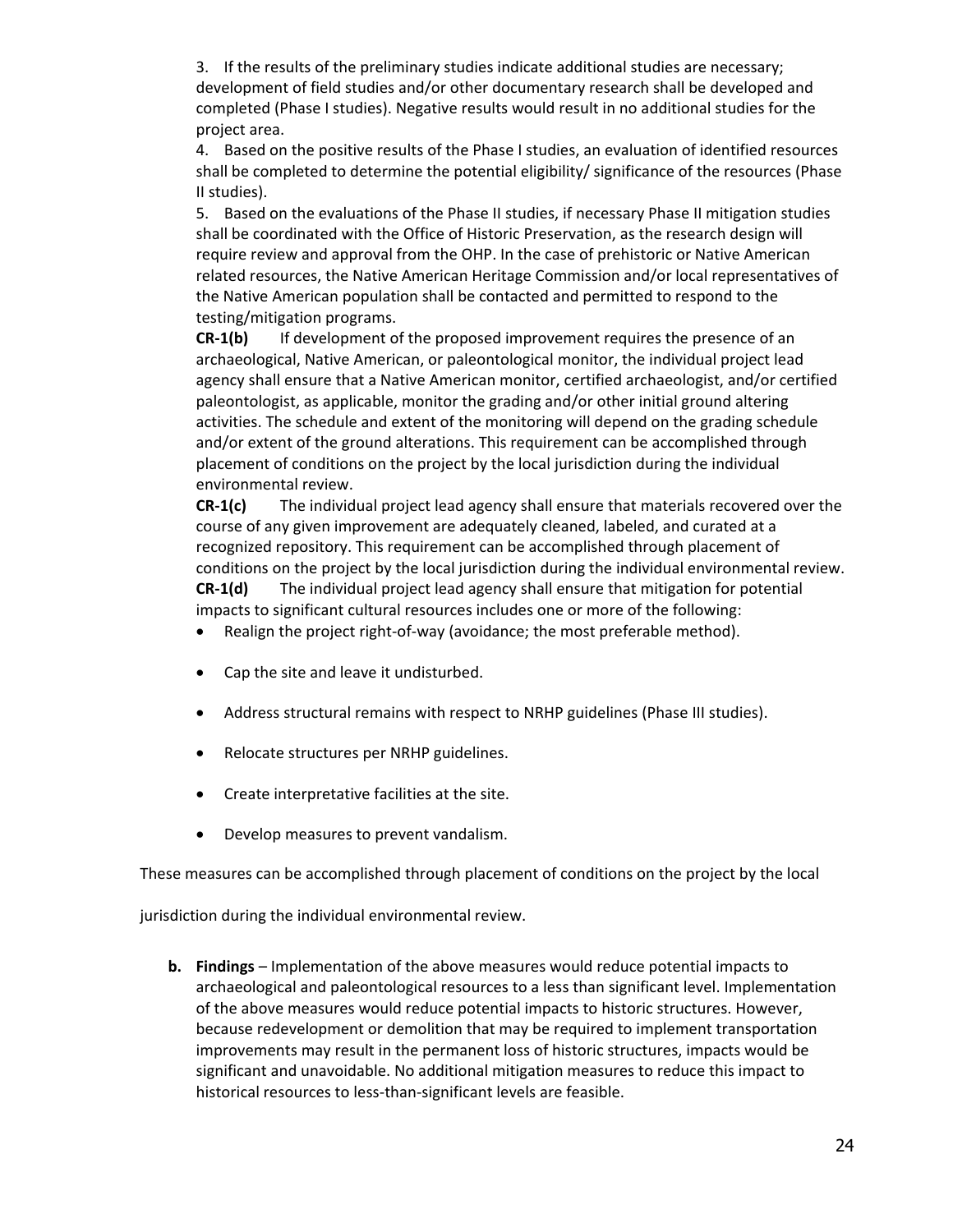3. If the results of the preliminary studies indicate additional studies are necessary; development of field studies and/or other documentary research shall be developed and completed (Phase I studies). Negative results would result in no additional studies for the project area.

4. Based on the positive results of the Phase I studies, an evaluation of identified resources shall be completed to determine the potential eligibility/ significance of the resources (Phase II studies).

5. Based on the evaluations of the Phase II studies, if necessary Phase II mitigation studies shall be coordinated with the Office of Historic Preservation, as the research design will require review and approval from the OHP. In the case of prehistoric or Native American related resources, the Native American Heritage Commission and/or local representatives of the Native American population shall be contacted and permitted to respond to the testing/mitigation programs.

**CR-1(b)** If development of the proposed improvement requires the presence of an archaeological, Native American, or paleontological monitor, the individual project lead agency shall ensure that a Native American monitor, certified archaeologist, and/or certified paleontologist, as applicable, monitor the grading and/or other initial ground altering activities. The schedule and extent of the monitoring will depend on the grading schedule and/or extent of the ground alterations. This requirement can be accomplished through placement of conditions on the project by the local jurisdiction during the individual environmental review.

**CR-1(c)** The individual project lead agency shall ensure that materials recovered over the course of any given improvement are adequately cleaned, labeled, and curated at a recognized repository. This requirement can be accomplished through placement of conditions on the project by the local jurisdiction during the individual environmental review.

**CR-1(d)** The individual project lead agency shall ensure that mitigation for potential impacts to significant cultural resources includes one or more of the following:

- Realign the project right-of-way (avoidance; the most preferable method).
- Cap the site and leave it undisturbed.
- Address structural remains with respect to NRHP guidelines (Phase III studies).
- Relocate structures per NRHP guidelines.
- Create interpretative facilities at the site.
- Develop measures to prevent vandalism.

These measures can be accomplished through placement of conditions on the project by the local jurisdiction during the individual environmental review.

**b. Findings** – Implementation of the above measures would reduce potential impacts to archaeological and paleontological resources to a less than significant level. Implementation of the above measures would reduce potential impacts to historic structures. However, because redevelopment or demolition that may be required to implement transportation improvements may result in the permanent loss of historic structures, impacts would be significant and unavoidable. No additional mitigation measures to reduce this impact to historical resources to less-than-significant levels are feasible.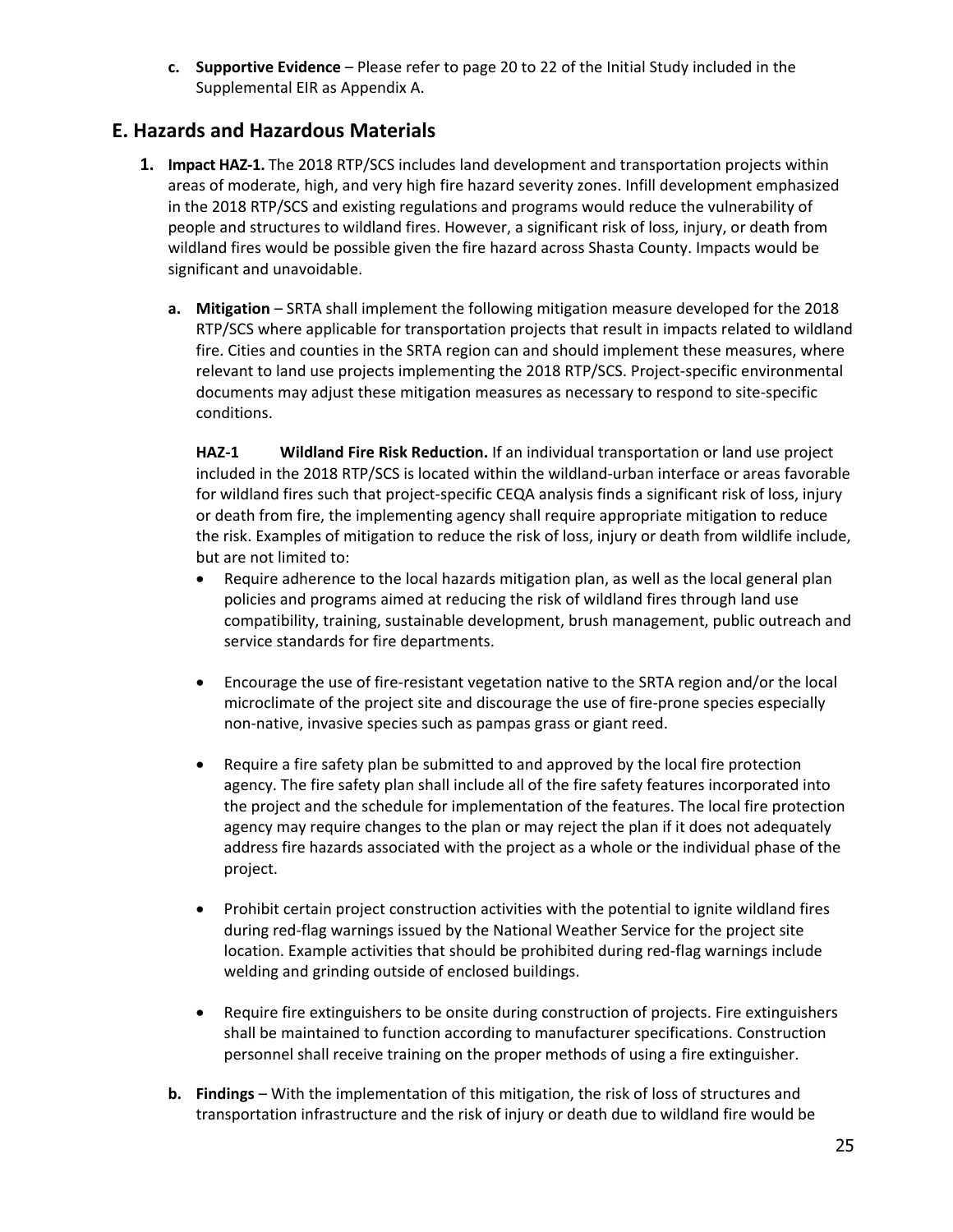**c. Supportive Evidence** – Please refer to page 20 to 22 of the Initial Study included in the Supplemental EIR as Appendix A.

## E. Hazards and Hazardous Materials

1. **Impact HAZ-1.** The 2018 RTP/SCS includes land development and transportation projects within areas of moderate, high, and very high fire hazard severity zones. Infill development emphasized in the 2018 RTP/SCS and existing regulations and programs would reduce the vulnerability of people and structures to wildland fires. However, a significant risk of loss, injury, or death from wildland fires would be possible given the fire hazard across Shasta County. Impacts would be significant and unavoidable.

   **a. Mitigation** – SRTA shall implement the following mitigation measure developed for the 2018 RTP/SCS where applicable for transportation projects that result in impacts related to wildland fire. Cities and counties in the SRTA region can and should implement these measures, where relevant to land use projects implementing the 2018 RTP/SCS. Project-specific environmental documents may adjust these mitigation measures as necessary to respond to site-specific conditions.

   **HAZ-1 Wildland Fire Risk Reduction.** If an individual transportation or land use project included in the 2018 RTP/SCS is located within the wildland-urban interface or areas favorable for wildland fires such that project-specific CEQA analysis finds a significant risk of loss, injury or death from fire, the implementing agency shall require appropriate mitigation to reduce the risk. Examples of mitigation to reduce the risk of loss, injury or death from wildlife include, but are not limited to:

   - Require adherence to the local hazards mitigation plan, as well as the local general plan policies and programs aimed at reducing the risk of wildland fires through land use compatibility, training, sustainable development, brush management, public outreach and service standards for fire departments.

   - Encourage the use of fire-resistant vegetation native to the SRTA region and/or the local microclimate of the project site and discourage the use of fire-prone species especially non-native, invasive species such as pampas grass or giant reed.

   - Require a fire safety plan be submitted to and approved by the local fire protection agency. The fire safety plan shall include all of the fire safety features incorporated into the project and the schedule for implementation of the features. The local fire protection agency may require changes to the plan or may reject the plan if it does not adequately address fire hazards associated with the project as a whole or the individual phase of the project.

   - Prohibit certain project construction activities with the potential to ignite wildland fires during red-flag warnings issued by the National Weather Service for the project site location. Example activities that should be prohibited during red-flag warnings include welding and grinding outside of enclosed buildings.

   - Require fire extinguishers to be onsite during construction of projects. Fire extinguishers shall be maintained to function according to manufacturer specifications. Construction personnel shall receive training on the proper methods of using a fire extinguisher.

   **b. Findings** – With the implementation of this mitigation, the risk of loss of structures and transportation infrastructure and the risk of injury or death due to wildland fire would be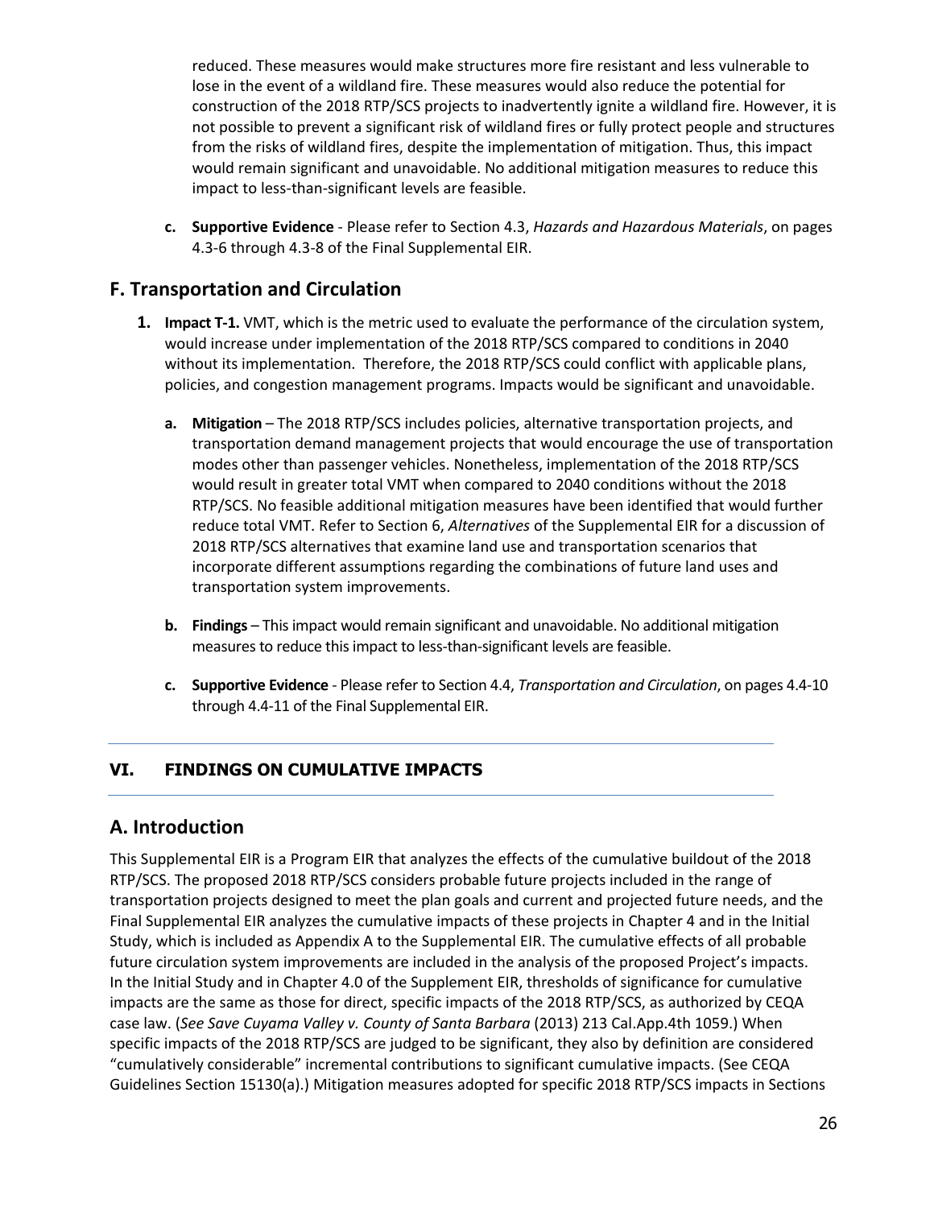reduced. These measures would make structures more fire resistant and less vulnerable to lose in the event of a wildland fire. These measures would also reduce the potential for construction of the 2018 RTP/SCS projects to inadvertently ignite a wildland fire. However, it is not possible to prevent a significant risk of wildland fires or fully protect people and structures from the risks of wildland fires, despite the implementation of mitigation. Thus, this impact would remain significant and unavoidable. No additional mitigation measures to reduce this impact to less-than-significant levels are feasible.

**c. Supportive Evidence** - Please refer to Section 4.3, *Hazards and Hazardous Materials*, on pages 4.3-6 through 4.3-8 of the Final Supplemental EIR.

## F. Transportation and Circulation

**1. Impact T-1.** VMT, which is the metric used to evaluate the performance of the circulation system, would increase under implementation of the 2018 RTP/SCS compared to conditions in 2040 without its implementation. Therefore, the 2018 RTP/SCS could conflict with applicable plans, policies, and congestion management programs. Impacts would be significant and unavoidable.

**a. Mitigation** – The 2018 RTP/SCS includes policies, alternative transportation projects, and transportation demand management projects that would encourage the use of transportation modes other than passenger vehicles. Nonetheless, implementation of the 2018 RTP/SCS would result in greater total VMT when compared to 2040 conditions without the 2018 RTP/SCS. No feasible additional mitigation measures have been identified that would further reduce total VMT. Refer to Section 6, *Alternatives* of the Supplemental EIR for a discussion of 2018 RTP/SCS alternatives that examine land use and transportation scenarios that incorporate different assumptions regarding the combinations of future land uses and transportation system improvements.

**b. Findings** – This impact would remain significant and unavoidable. No additional mitigation measures to reduce this impact to less-than-significant levels are feasible.

**c. Supportive Evidence** - Please refer to Section 4.4, *Transportation and Circulation*, on pages 4.4-10 through 4.4-11 of the Final Supplemental EIR.

# VI. FINDINGS ON CUMULATIVE IMPACTS

## A. Introduction

This Supplemental EIR is a Program EIR that analyzes the effects of the cumulative buildout of the 2018 RTP/SCS. The proposed 2018 RTP/SCS considers probable future projects included in the range of transportation projects designed to meet the plan goals and current and projected future needs, and the Final Supplemental EIR analyzes the cumulative impacts of these projects in Chapter 4 and in the Initial Study, which is included as Appendix A to the Supplemental EIR. The cumulative effects of all probable future circulation system improvements are included in the analysis of the proposed Project's impacts. In the Initial Study and in Chapter 4.0 of the Supplement EIR, thresholds of significance for cumulative impacts are the same as those for direct, specific impacts of the 2018 RTP/SCS, as authorized by CEQA case law. (*See Save Cuyama Valley v. County of Santa Barbara* (2013) 213 Cal.App.4th 1059.) When specific impacts of the 2018 RTP/SCS are judged to be significant, they also by definition are considered "cumulatively considerable" incremental contributions to significant cumulative impacts. (See CEQA Guidelines Section 15130(a).) Mitigation measures adopted for specific 2018 RTP/SCS impacts in Sections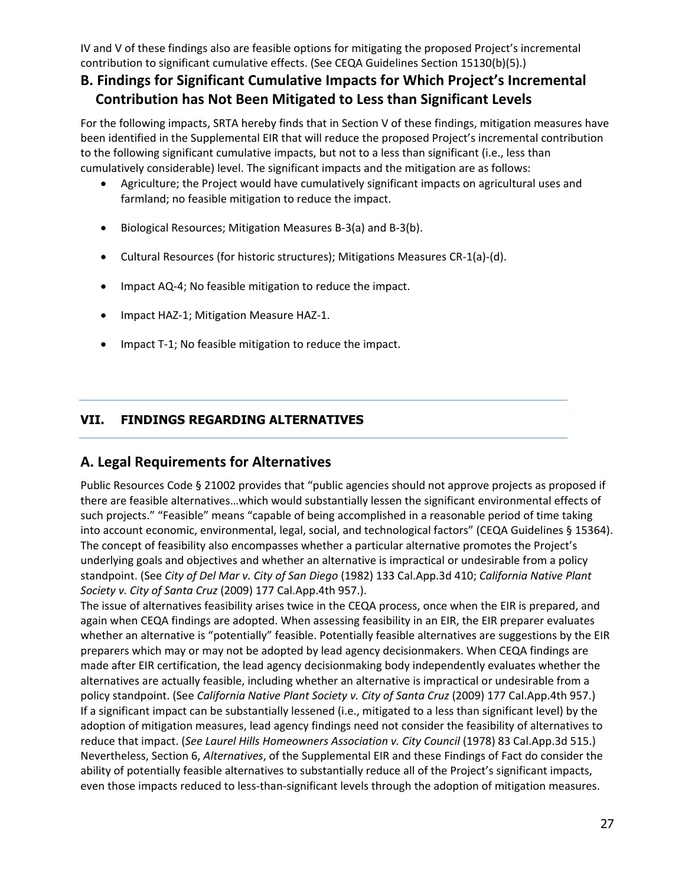IV and V of these findings also are feasible options for mitigating the proposed Project's incremental contribution to significant cumulative effects. (See CEQA Guidelines Section 15130(b)(5).)

## B. Findings for Significant Cumulative Impacts for Which Project's Incremental Contribution has Not Been Mitigated to Less than Significant Levels

For the following impacts, SRTA hereby finds that in Section V of these findings, mitigation measures have been identified in the Supplemental EIR that will reduce the proposed Project's incremental contribution to the following significant cumulative impacts, but not to a less than significant (i.e., less than cumulatively considerable) level. The significant impacts and the mitigation are as follows:

- Agriculture; the Project would have cumulatively significant impacts on agricultural uses and farmland; no feasible mitigation to reduce the impact.
- Biological Resources; Mitigation Measures B-3(a) and B-3(b).
- Cultural Resources (for historic structures); Mitigations Measures CR-1(a)-(d).
- Impact AQ-4; No feasible mitigation to reduce the impact.
- Impact HAZ-1; Mitigation Measure HAZ-1.
- Impact T-1; No feasible mitigation to reduce the impact.

---

# VII. FINDINGS REGARDING ALTERNATIVES

---

## A. Legal Requirements for Alternatives

Public Resources Code § 21002 provides that "public agencies should not approve projects as proposed if there are feasible alternatives…which would substantially lessen the significant environmental effects of such projects." "Feasible" means "capable of being accomplished in a reasonable period of time taking into account economic, environmental, legal, social, and technological factors" (CEQA Guidelines § 15364). The concept of feasibility also encompasses whether a particular alternative promotes the Project's underlying goals and objectives and whether an alternative is impractical or undesirable from a policy standpoint. (See *City of Del Mar v. City of San Diego* (1982) 133 Cal.App.3d 410; *California Native Plant Society v. City of Santa Cruz* (2009) 177 Cal.App.4th 957.).

The issue of alternatives feasibility arises twice in the CEQA process, once when the EIR is prepared, and again when CEQA findings are adopted. When assessing feasibility in an EIR, the EIR preparer evaluates whether an alternative is "potentially" feasible. Potentially feasible alternatives are suggestions by the EIR preparers which may or may not be adopted by lead agency decisionmakers. When CEQA findings are made after EIR certification, the lead agency decisionmaking body independently evaluates whether the alternatives are actually feasible, including whether an alternative is impractical or undesirable from a policy standpoint. (See *California Native Plant Society v. City of Santa Cruz* (2009) 177 Cal.App.4th 957.)

If a significant impact can be substantially lessened (i.e., mitigated to a less than significant level) by the adoption of mitigation measures, lead agency findings need not consider the feasibility of alternatives to reduce that impact. (*See Laurel Hills Homeowners Association v. City Council* (1978) 83 Cal.App.3d 515.) Nevertheless, Section 6, *Alternatives*, of the Supplemental EIR and these Findings of Fact do consider the ability of potentially feasible alternatives to substantially reduce all of the Project's significant impacts, even those impacts reduced to less-than-significant levels through the adoption of mitigation measures.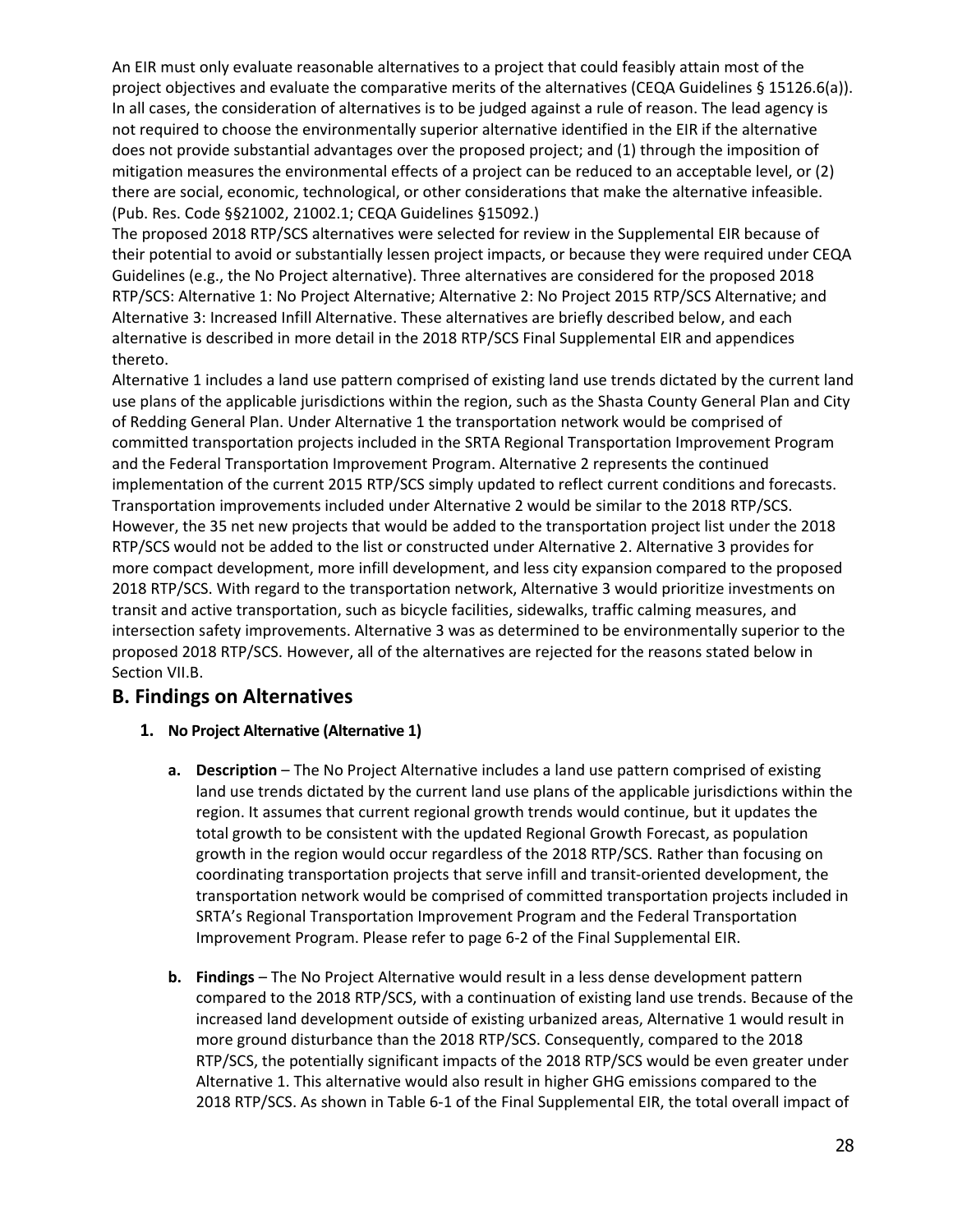An EIR must only evaluate reasonable alternatives to a project that could feasibly attain most of the project objectives and evaluate the comparative merits of the alternatives (CEQA Guidelines § 15126.6(a)). In all cases, the consideration of alternatives is to be judged against a rule of reason. The lead agency is not required to choose the environmentally superior alternative identified in the EIR if the alternative does not provide substantial advantages over the proposed project; and (1) through the imposition of mitigation measures the environmental effects of a project can be reduced to an acceptable level, or (2) there are social, economic, technological, or other considerations that make the alternative infeasible. (Pub. Res. Code §§21002, 21002.1; CEQA Guidelines §15092.)

The proposed 2018 RTP/SCS alternatives were selected for review in the Supplemental EIR because of their potential to avoid or substantially lessen project impacts, or because they were required under CEQA Guidelines (e.g., the No Project alternative). Three alternatives are considered for the proposed 2018 RTP/SCS: Alternative 1: No Project Alternative; Alternative 2: No Project 2015 RTP/SCS Alternative; and Alternative 3: Increased Infill Alternative. These alternatives are briefly described below, and each alternative is described in more detail in the 2018 RTP/SCS Final Supplemental EIR and appendices thereto.

Alternative 1 includes a land use pattern comprised of existing land use trends dictated by the current land use plans of the applicable jurisdictions within the region, such as the Shasta County General Plan and City of Redding General Plan. Under Alternative 1 the transportation network would be comprised of committed transportation projects included in the SRTA Regional Transportation Improvement Program and the Federal Transportation Improvement Program. Alternative 2 represents the continued implementation of the current 2015 RTP/SCS simply updated to reflect current conditions and forecasts. Transportation improvements included under Alternative 2 would be similar to the 2018 RTP/SCS. However, the 35 net new projects that would be added to the transportation project list under the 2018 RTP/SCS would not be added to the list or constructed under Alternative 2. Alternative 3 provides for more compact development, more infill development, and less city expansion compared to the proposed 2018 RTP/SCS. With regard to the transportation network, Alternative 3 would prioritize investments on transit and active transportation, such as bicycle facilities, sidewalks, traffic calming measures, and intersection safety improvements. Alternative 3 was as determined to be environmentally superior to the proposed 2018 RTP/SCS. However, all of the alternatives are rejected for the reasons stated below in Section VII.B.

## B. Findings on Alternatives

1. **No Project Alternative (Alternative 1)**

   a. **Description** – The No Project Alternative includes a land use pattern comprised of existing land use trends dictated by the current land use plans of the applicable jurisdictions within the region. It assumes that current regional growth trends would continue, but it updates the total growth to be consistent with the updated Regional Growth Forecast, as population growth in the region would occur regardless of the 2018 RTP/SCS. Rather than focusing on coordinating transportation projects that serve infill and transit-oriented development, the transportation network would be comprised of committed transportation projects included in SRTA's Regional Transportation Improvement Program and the Federal Transportation Improvement Program. Please refer to page 6-2 of the Final Supplemental EIR.

   b. **Findings** – The No Project Alternative would result in a less dense development pattern compared to the 2018 RTP/SCS, with a continuation of existing land use trends. Because of the increased land development outside of existing urbanized areas, Alternative 1 would result in more ground disturbance than the 2018 RTP/SCS. Consequently, compared to the 2018 RTP/SCS, the potentially significant impacts of the 2018 RTP/SCS would be even greater under Alternative 1. This alternative would also result in higher GHG emissions compared to the 2018 RTP/SCS. As shown in Table 6-1 of the Final Supplemental EIR, the total overall impact of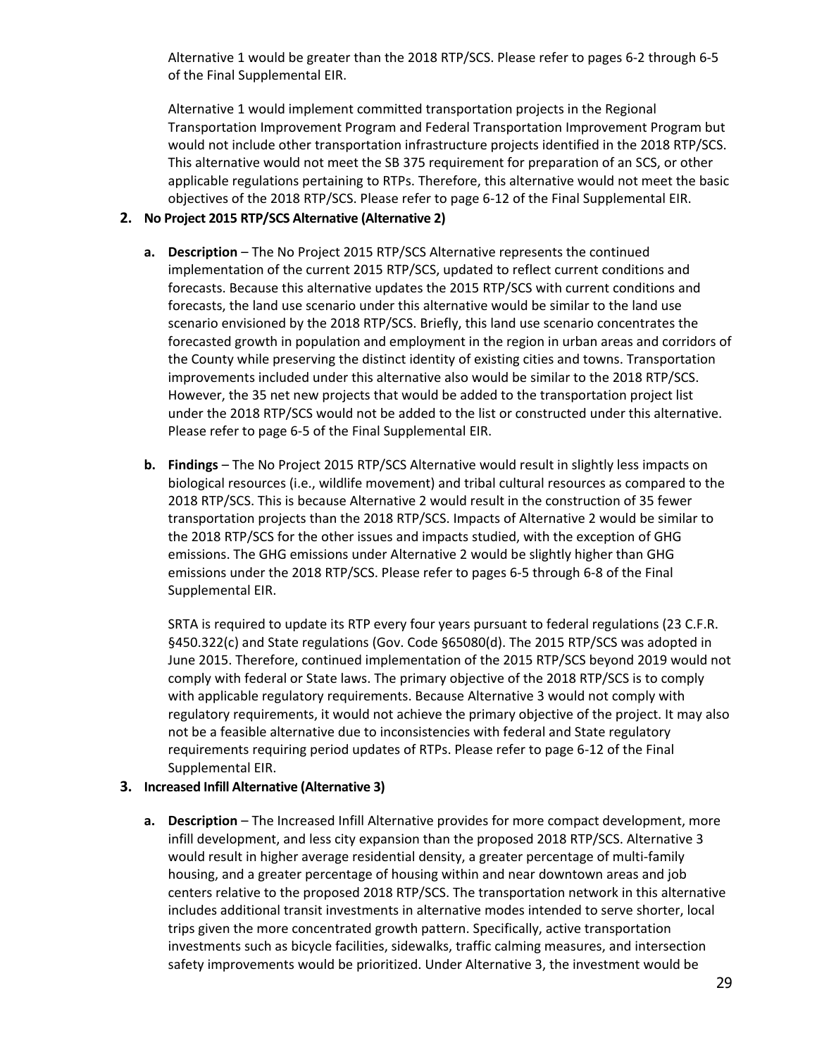Alternative 1 would be greater than the 2018 RTP/SCS. Please refer to pages 6-2 through 6-5 of the Final Supplemental EIR.

Alternative 1 would implement committed transportation projects in the Regional Transportation Improvement Program and Federal Transportation Improvement Program but would not include other transportation infrastructure projects identified in the 2018 RTP/SCS. This alternative would not meet the SB 375 requirement for preparation of an SCS, or other applicable regulations pertaining to RTPs. Therefore, this alternative would not meet the basic objectives of the 2018 RTP/SCS. Please refer to page 6-12 of the Final Supplemental EIR.

**2. No Project 2015 RTP/SCS Alternative (Alternative 2)**

**a. Description** – The No Project 2015 RTP/SCS Alternative represents the continued implementation of the current 2015 RTP/SCS, updated to reflect current conditions and forecasts. Because this alternative updates the 2015 RTP/SCS with current conditions and forecasts, the land use scenario under this alternative would be similar to the land use scenario envisioned by the 2018 RTP/SCS. Briefly, this land use scenario concentrates the forecasted growth in population and employment in the region in urban areas and corridors of the County while preserving the distinct identity of existing cities and towns. Transportation improvements included under this alternative also would be similar to the 2018 RTP/SCS. However, the 35 net new projects that would be added to the transportation project list under the 2018 RTP/SCS would not be added to the list or constructed under this alternative. Please refer to page 6-5 of the Final Supplemental EIR.

**b. Findings** – The No Project 2015 RTP/SCS Alternative would result in slightly less impacts on biological resources (i.e., wildlife movement) and tribal cultural resources as compared to the 2018 RTP/SCS. This is because Alternative 2 would result in the construction of 35 fewer transportation projects than the 2018 RTP/SCS. Impacts of Alternative 2 would be similar to the 2018 RTP/SCS for the other issues and impacts studied, with the exception of GHG emissions. The GHG emissions under Alternative 2 would be slightly higher than GHG emissions under the 2018 RTP/SCS. Please refer to pages 6-5 through 6-8 of the Final Supplemental EIR.

SRTA is required to update its RTP every four years pursuant to federal regulations (23 C.F.R. §450.322(c) and State regulations (Gov. Code §65080(d). The 2015 RTP/SCS was adopted in June 2015. Therefore, continued implementation of the 2015 RTP/SCS beyond 2019 would not comply with federal or State laws. The primary objective of the 2018 RTP/SCS is to comply with applicable regulatory requirements. Because Alternative 3 would not comply with regulatory requirements, it would not achieve the primary objective of the project. It may also not be a feasible alternative due to inconsistencies with federal and State regulatory requirements requiring period updates of RTPs. Please refer to page 6-12 of the Final Supplemental EIR.

**3. Increased Infill Alternative (Alternative 3)**

**a. Description** – The Increased Infill Alternative provides for more compact development, more infill development, and less city expansion than the proposed 2018 RTP/SCS. Alternative 3 would result in higher average residential density, a greater percentage of multi-family housing, and a greater percentage of housing within and near downtown areas and job centers relative to the proposed 2018 RTP/SCS. The transportation network in this alternative includes additional transit investments in alternative modes intended to serve shorter, local trips given the more concentrated growth pattern. Specifically, active transportation investments such as bicycle facilities, sidewalks, traffic calming measures, and intersection safety improvements would be prioritized. Under Alternative 3, the investment would be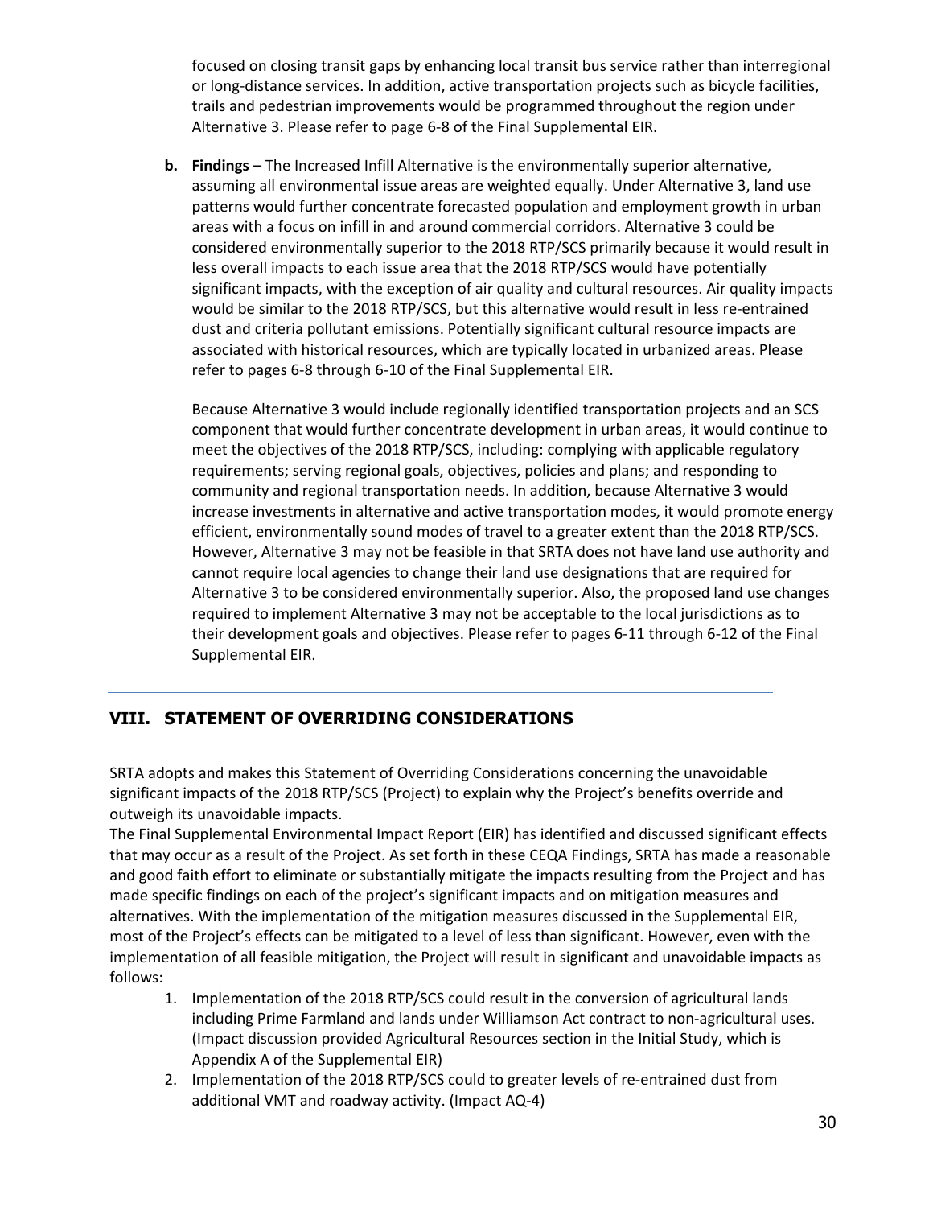focused on closing transit gaps by enhancing local transit bus service rather than interregional or long-distance services. In addition, active transportation projects such as bicycle facilities, trails and pedestrian improvements would be programmed throughout the region under Alternative 3. Please refer to page 6-8 of the Final Supplemental EIR.

**b. Findings** – The Increased Infill Alternative is the environmentally superior alternative, assuming all environmental issue areas are weighted equally. Under Alternative 3, land use patterns would further concentrate forecasted population and employment growth in urban areas with a focus on infill in and around commercial corridors. Alternative 3 could be considered environmentally superior to the 2018 RTP/SCS primarily because it would result in less overall impacts to each issue area that the 2018 RTP/SCS would have potentially significant impacts, with the exception of air quality and cultural resources. Air quality impacts would be similar to the 2018 RTP/SCS, but this alternative would result in less re-entrained dust and criteria pollutant emissions. Potentially significant cultural resource impacts are associated with historical resources, which are typically located in urbanized areas. Please refer to pages 6-8 through 6-10 of the Final Supplemental EIR.

Because Alternative 3 would include regionally identified transportation projects and an SCS component that would further concentrate development in urban areas, it would continue to meet the objectives of the 2018 RTP/SCS, including: complying with applicable regulatory requirements; serving regional goals, objectives, policies and plans; and responding to community and regional transportation needs. In addition, because Alternative 3 would increase investments in alternative and active transportation modes, it would promote energy efficient, environmentally sound modes of travel to a greater extent than the 2018 RTP/SCS. However, Alternative 3 may not be feasible in that SRTA does not have land use authority and cannot require local agencies to change their land use designations that are required for Alternative 3 to be considered environmentally superior. Also, the proposed land use changes required to implement Alternative 3 may not be acceptable to the local jurisdictions as to their development goals and objectives. Please refer to pages 6-11 through 6-12 of the Final Supplemental EIR.

## VIII. STATEMENT OF OVERRIDING CONSIDERATIONS

SRTA adopts and makes this Statement of Overriding Considerations concerning the unavoidable significant impacts of the 2018 RTP/SCS (Project) to explain why the Project's benefits override and outweigh its unavoidable impacts.

The Final Supplemental Environmental Impact Report (EIR) has identified and discussed significant effects that may occur as a result of the Project. As set forth in these CEQA Findings, SRTA has made a reasonable and good faith effort to eliminate or substantially mitigate the impacts resulting from the Project and has made specific findings on each of the project's significant impacts and on mitigation measures and alternatives. With the implementation of the mitigation measures discussed in the Supplemental EIR, most of the Project's effects can be mitigated to a level of less than significant. However, even with the implementation of all feasible mitigation, the Project will result in significant and unavoidable impacts as follows:

1. Implementation of the 2018 RTP/SCS could result in the conversion of agricultural lands including Prime Farmland and lands under Williamson Act contract to non-agricultural uses. (Impact discussion provided Agricultural Resources section in the Initial Study, which is Appendix A of the Supplemental EIR)
2. Implementation of the 2018 RTP/SCS could to greater levels of re-entrained dust from additional VMT and roadway activity. (Impact AQ-4)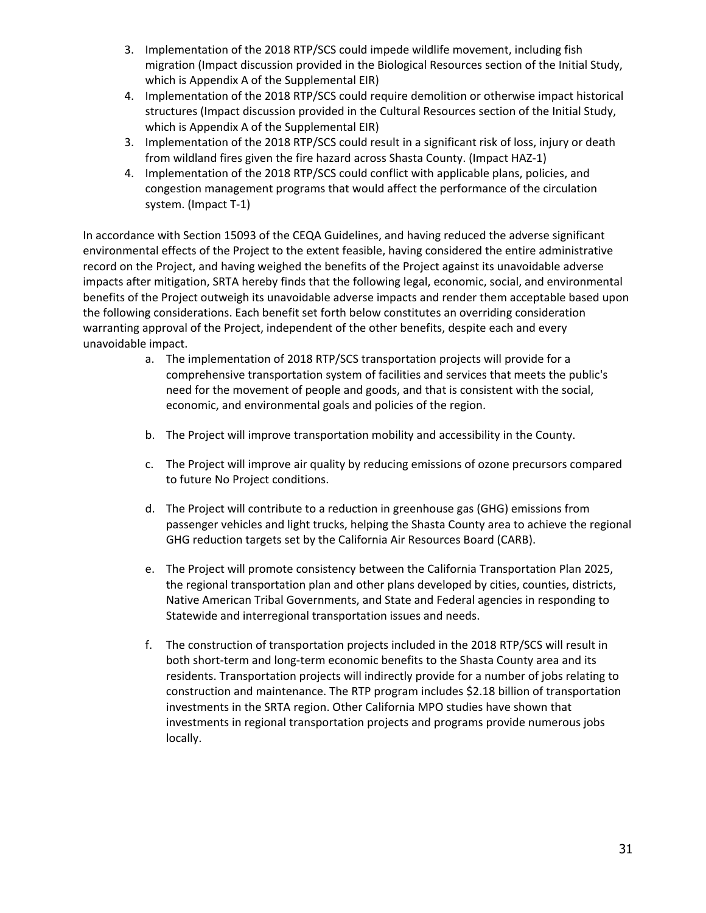3. Implementation of the 2018 RTP/SCS could impede wildlife movement, including fish migration (Impact discussion provided in the Biological Resources section of the Initial Study, which is Appendix A of the Supplemental EIR)
4. Implementation of the 2018 RTP/SCS could require demolition or otherwise impact historical structures (Impact discussion provided in the Cultural Resources section of the Initial Study, which is Appendix A of the Supplemental EIR)
3. Implementation of the 2018 RTP/SCS could result in a significant risk of loss, injury or death from wildland fires given the fire hazard across Shasta County. (Impact HAZ-1)
4. Implementation of the 2018 RTP/SCS could conflict with applicable plans, policies, and congestion management programs that would affect the performance of the circulation system. (Impact T-1)

In accordance with Section 15093 of the CEQA Guidelines, and having reduced the adverse significant environmental effects of the Project to the extent feasible, having considered the entire administrative record on the Project, and having weighed the benefits of the Project against its unavoidable adverse impacts after mitigation, SRTA hereby finds that the following legal, economic, social, and environmental benefits of the Project outweigh its unavoidable adverse impacts and render them acceptable based upon the following considerations. Each benefit set forth below constitutes an overriding consideration warranting approval of the Project, independent of the other benefits, despite each and every unavoidable impact.

a. The implementation of 2018 RTP/SCS transportation projects will provide for a comprehensive transportation system of facilities and services that meets the public's need for the movement of people and goods, and that is consistent with the social, economic, and environmental goals and policies of the region.

b. The Project will improve transportation mobility and accessibility in the County.

c. The Project will improve air quality by reducing emissions of ozone precursors compared to future No Project conditions.

d. The Project will contribute to a reduction in greenhouse gas (GHG) emissions from passenger vehicles and light trucks, helping the Shasta County area to achieve the regional GHG reduction targets set by the California Air Resources Board (CARB).

e. The Project will promote consistency between the California Transportation Plan 2025, the regional transportation plan and other plans developed by cities, counties, districts, Native American Tribal Governments, and State and Federal agencies in responding to Statewide and interregional transportation issues and needs.

f. The construction of transportation projects included in the 2018 RTP/SCS will result in both short-term and long-term economic benefits to the Shasta County area and its residents. Transportation projects will indirectly provide for a number of jobs relating to construction and maintenance. The RTP program includes $2.18 billion of transportation investments in the SRTA region. Other California MPO studies have shown that investments in regional transportation projects and programs provide numerous jobs locally.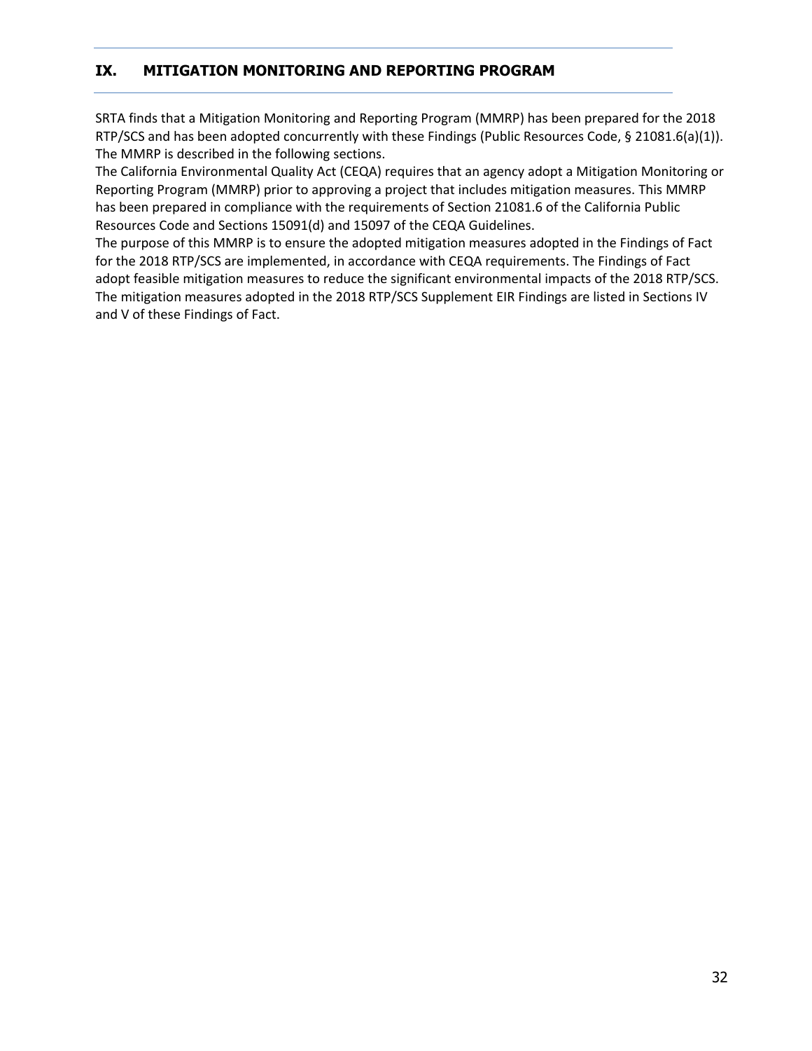## IX. MITIGATION MONITORING AND REPORTING PROGRAM

SRTA finds that a Mitigation Monitoring and Reporting Program (MMRP) has been prepared for the 2018 RTP/SCS and has been adopted concurrently with these Findings (Public Resources Code, § 21081.6(a)(1)). The MMRP is described in the following sections.

The California Environmental Quality Act (CEQA) requires that an agency adopt a Mitigation Monitoring or Reporting Program (MMRP) prior to approving a project that includes mitigation measures. This MMRP has been prepared in compliance with the requirements of Section 21081.6 of the California Public Resources Code and Sections 15091(d) and 15097 of the CEQA Guidelines.

The purpose of this MMRP is to ensure the adopted mitigation measures adopted in the Findings of Fact for the 2018 RTP/SCS are implemented, in accordance with CEQA requirements. The Findings of Fact adopt feasible mitigation measures to reduce the significant environmental impacts of the 2018 RTP/SCS. The mitigation measures adopted in the 2018 RTP/SCS Supplement EIR Findings are listed in Sections IV and V of these Findings of Fact.